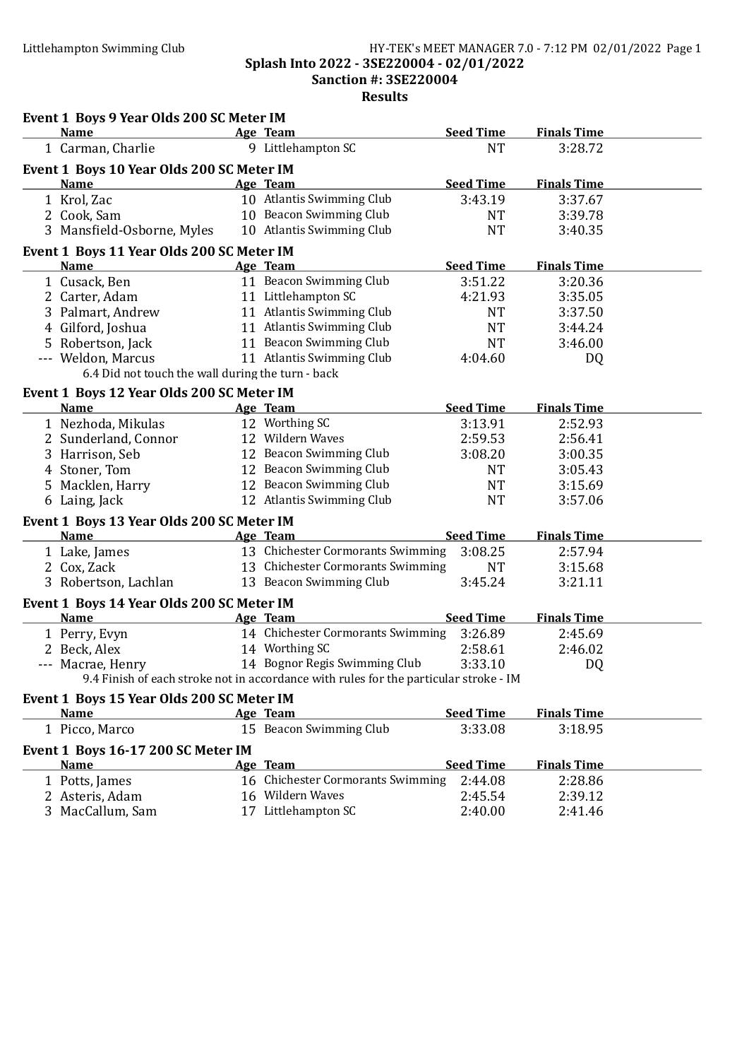**Splash Into 2022 - 3SE220004 - 02/01/2022**

**Sanction #: 3SE220004**

**Results**

### Event 1 Boys 9 Year Olds 200 SC Meter IM

| | Name | Age | Team | Seed Time | Finals Time |
|---|---|---|---|---|---|
| 1 | Carman, Charlie | 9 | Littlehampton SC | NT | 3:28.72 |

### Event 1 Boys 10 Year Olds 200 SC Meter IM

| | Name | Age | Team | Seed Time | Finals Time |
|---|---|---|---|---|---|
| 1 | Krol, Zac | 10 | Atlantis Swimming Club | 3:43.19 | 3:37.67 |
| 2 | Cook, Sam | 10 | Beacon Swimming Club | NT | 3:39.78 |
| 3 | Mansfield-Osborne, Myles | 10 | Atlantis Swimming Club | NT | 3:40.35 |

### Event 1 Boys 11 Year Olds 200 SC Meter IM

| | Name | Age | Team | Seed Time | Finals Time |
|---|---|---|---|---|---|
| 1 | Cusack, Ben | 11 | Beacon Swimming Club | 3:51.22 | 3:20.36 |
| 2 | Carter, Adam | 11 | Littlehampton SC | 4:21.93 | 3:35.05 |
| 3 | Palmart, Andrew | 11 | Atlantis Swimming Club | NT | 3:37.50 |
| 4 | Gilford, Joshua | 11 | Atlantis Swimming Club | NT | 3:44.24 |
| 5 | Robertson, Jack | 11 | Beacon Swimming Club | NT | 3:46.00 |
| --- | Weldon, Marcus | 11 | Atlantis Swimming Club | 4:04.60 | DQ |

6.4 Did not touch the wall during the turn - back

### Event 1 Boys 12 Year Olds 200 SC Meter IM

| | Name | Age | Team | Seed Time | Finals Time |
|---|---|---|---|---|---|
| 1 | Nezhoda, Mikulas | 12 | Worthing SC | 3:13.91 | 2:52.93 |
| 2 | Sunderland, Connor | 12 | Wildern Waves | 2:59.53 | 2:56.41 |
| 3 | Harrison, Seb | 12 | Beacon Swimming Club | 3:08.20 | 3:00.35 |
| 4 | Stoner, Tom | 12 | Beacon Swimming Club | NT | 3:05.43 |
| 5 | Macklen, Harry | 12 | Beacon Swimming Club | NT | 3:15.69 |
| 6 | Laing, Jack | 12 | Atlantis Swimming Club | NT | 3:57.06 |

### Event 1 Boys 13 Year Olds 200 SC Meter IM

| | Name | Age | Team | Seed Time | Finals Time |
|---|---|---|---|---|---|
| 1 | Lake, James | 13 | Chichester Cormorants Swimming | 3:08.25 | 2:57.94 |
| 2 | Cox, Zack | 13 | Chichester Cormorants Swimming | NT | 3:15.68 |
| 3 | Robertson, Lachlan | 13 | Beacon Swimming Club | 3:45.24 | 3:21.11 |

### Event 1 Boys 14 Year Olds 200 SC Meter IM

| | Name | Age | Team | Seed Time | Finals Time |
|---|---|---|---|---|---|
| 1 | Perry, Evyn | 14 | Chichester Cormorants Swimming | 3:26.89 | 2:45.69 |
| 2 | Beck, Alex | 14 | Worthing SC | 2:58.61 | 2:46.02 |
| --- | Macrae, Henry | 14 | Bognor Regis Swimming Club | 3:33.10 | DQ |

9.4 Finish of each stroke not in accordance with rules for the particular stroke - IM

### Event 1 Boys 15 Year Olds 200 SC Meter IM

| | Name | Age | Team | Seed Time | Finals Time |
|---|---|---|---|---|---|
| 1 | Picco, Marco | 15 | Beacon Swimming Club | 3:33.08 | 3:18.95 |

### Event 1 Boys 16-17 200 SC Meter IM

| | Name | Age | Team | Seed Time | Finals Time |
|---|---|---|---|---|---|
| 1 | Potts, James | 16 | Chichester Cormorants Swimming | 2:44.08 | 2:28.86 |
| 2 | Asteris, Adam | 16 | Wildern Waves | 2:45.54 | 2:39.12 |
| 3 | MacCallum, Sam | 17 | Littlehampton SC | 2:40.00 | 2:41.46 |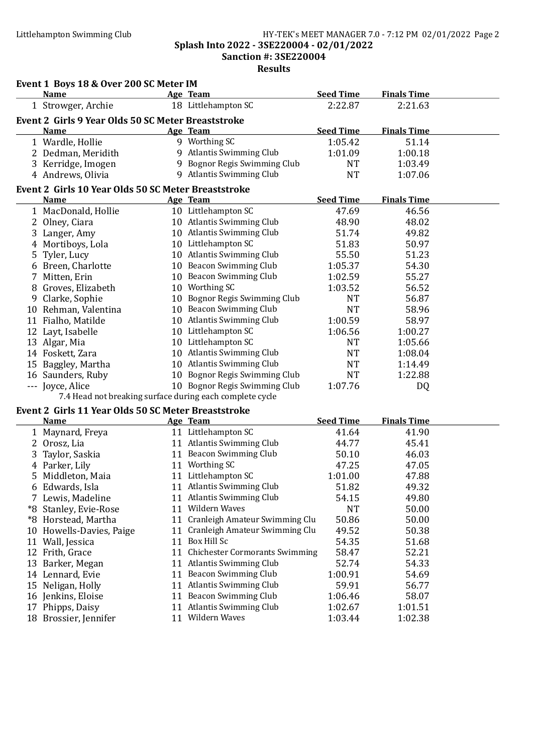## Splash Into 2022 - 3SE220004 - 02/01/2022

**Sanction #: 3SE220004**

**Results**

### Event 1 Boys 18 & Over 200 SC Meter IM

| | Name | Age | Team | Seed Time | Finals Time |
|---|---|---|---|---|---|
| 1 | Strowger, Archie | 18 | Littlehampton SC | 2:22.87 | 2:21.63 |

### Event 2 Girls 9 Year Olds 50 SC Meter Breaststroke

| | Name | Age | Team | Seed Time | Finals Time |
|---|---|---|---|---|---|
| 1 | Wardle, Hollie | 9 | Worthing SC | 1:05.42 | 51.14 |
| 2 | Dedman, Meridith | 9 | Atlantis Swimming Club | 1:01.09 | 1:00.18 |
| 3 | Kerridge, Imogen | 9 | Bognor Regis Swimming Club | NT | 1:03.49 |
| 4 | Andrews, Olivia | 9 | Atlantis Swimming Club | NT | 1:07.06 |

### Event 2 Girls 10 Year Olds 50 SC Meter Breaststroke

| | Name | Age | Team | Seed Time | Finals Time |
|---|---|---|---|---|---|
| 1 | MacDonald, Hollie | 10 | Littlehampton SC | 47.69 | 46.56 |
| 2 | Olney, Ciara | 10 | Atlantis Swimming Club | 48.90 | 48.02 |
| 3 | Langer, Amy | 10 | Atlantis Swimming Club | 51.74 | 49.82 |
| 4 | Mortiboys, Lola | 10 | Littlehampton SC | 51.83 | 50.97 |
| 5 | Tyler, Lucy | 10 | Atlantis Swimming Club | 55.50 | 51.23 |
| 6 | Breen, Charlotte | 10 | Beacon Swimming Club | 1:05.37 | 54.30 |
| 7 | Mitten, Erin | 10 | Beacon Swimming Club | 1:02.59 | 55.27 |
| 8 | Groves, Elizabeth | 10 | Worthing SC | 1:03.52 | 56.52 |
| 9 | Clarke, Sophie | 10 | Bognor Regis Swimming Club | NT | 56.87 |
| 10 | Rehman, Valentina | 10 | Beacon Swimming Club | NT | 58.96 |
| 11 | Fialho, Matilde | 10 | Atlantis Swimming Club | 1:00.59 | 58.97 |
| 12 | Layt, Isabelle | 10 | Littlehampton SC | 1:06.56 | 1:00.27 |
| 13 | Algar, Mia | 10 | Littlehampton SC | NT | 1:05.66 |
| 14 | Foskett, Zara | 10 | Atlantis Swimming Club | NT | 1:08.04 |
| 15 | Baggley, Martha | 10 | Atlantis Swimming Club | NT | 1:14.49 |
| 16 | Saunders, Ruby | 10 | Bognor Regis Swimming Club | NT | 1:22.88 |
| --- | Joyce, Alice | 10 | Bognor Regis Swimming Club | 1:07.76 | DQ |

7.4 Head not breaking surface during each complete cycle

### Event 2 Girls 11 Year Olds 50 SC Meter Breaststroke

| | Name | Age | Team | Seed Time | Finals Time |
|---|---|---|---|---|---|
| 1 | Maynard, Freya | 11 | Littlehampton SC | 41.64 | 41.90 |
| 2 | Orosz, Lia | 11 | Atlantis Swimming Club | 44.77 | 45.41 |
| 3 | Taylor, Saskia | 11 | Beacon Swimming Club | 50.10 | 46.03 |
| 4 | Parker, Lily | 11 | Worthing SC | 47.25 | 47.05 |
| 5 | Middleton, Maia | 11 | Littlehampton SC | 1:01.00 | 47.88 |
| 6 | Edwards, Isla | 11 | Atlantis Swimming Club | 51.82 | 49.32 |
| 7 | Lewis, Madeline | 11 | Atlantis Swimming Club | 54.15 | 49.80 |
| *8 | Stanley, Evie-Rose | 11 | Wildern Waves | NT | 50.00 |
| *8 | Horstead, Martha | 11 | Cranleigh Amateur Swimming Clu | 50.86 | 50.00 |
| 10 | Howells-Davies, Paige | 11 | Cranleigh Amateur Swimming Clu | 49.52 | 50.38 |
| 11 | Wall, Jessica | 11 | Box Hill Sc | 54.35 | 51.68 |
| 12 | Frith, Grace | 11 | Chichester Cormorants Swimming | 58.47 | 52.21 |
| 13 | Barker, Megan | 11 | Atlantis Swimming Club | 52.74 | 54.33 |
| 14 | Lennard, Evie | 11 | Beacon Swimming Club | 1:00.91 | 54.69 |
| 15 | Neligan, Holly | 11 | Atlantis Swimming Club | 59.91 | 56.77 |
| 16 | Jenkins, Eloise | 11 | Beacon Swimming Club | 1:06.46 | 58.07 |
| 17 | Phipps, Daisy | 11 | Atlantis Swimming Club | 1:02.67 | 1:01.51 |
| 18 | Brossier, Jennifer | 11 | Wildern Waves | 1:03.44 | 1:02.38 |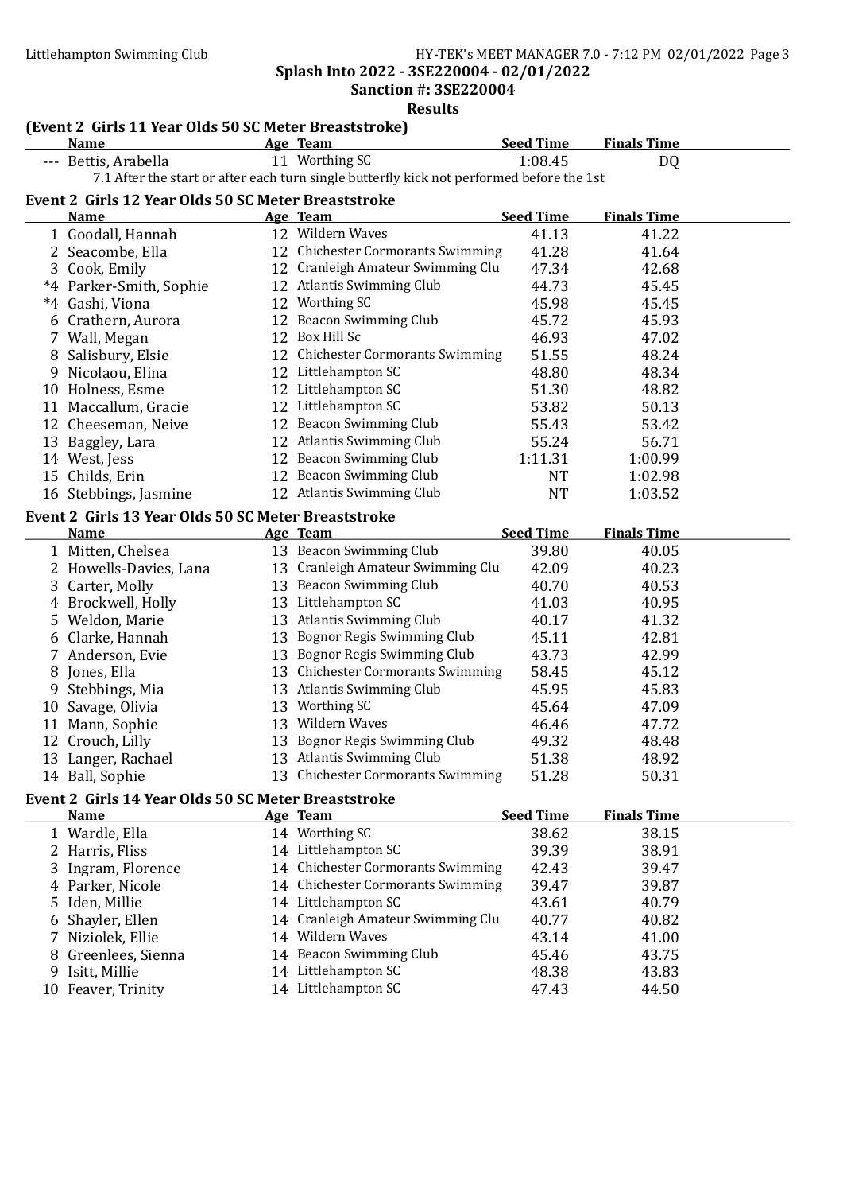**Splash Into 2022 - 3SE220004 - 02/01/2022**

**Sanction #: 3SE220004**

**Results**

### (Event 2 Girls 11 Year Olds 50 SC Meter Breaststroke)

| | Name | Age | Team | Seed Time | Finals Time |
|---|---|---|---|---|---|
| --- | Bettis, Arabella | 11 | Worthing SC | 1:08.45 | DQ |

7.1 After the start or after each turn single butterfly kick not performed before the 1st

### Event 2 Girls 12 Year Olds 50 SC Meter Breaststroke

| | Name | Age | Team | Seed Time | Finals Time |
|---|---|---|---|---|---|
| 1 | Goodall, Hannah | 12 | Wildern Waves | 41.13 | 41.22 |
| 2 | Seacombe, Ella | 12 | Chichester Cormorants Swimming | 41.28 | 41.64 |
| 3 | Cook, Emily | 12 | Cranleigh Amateur Swimming Clu | 47.34 | 42.68 |
| *4 | Parker-Smith, Sophie | 12 | Atlantis Swimming Club | 44.73 | 45.45 |
| *4 | Gashi, Viona | 12 | Worthing SC | 45.98 | 45.45 |
| 6 | Crathern, Aurora | 12 | Beacon Swimming Club | 45.72 | 45.93 |
| 7 | Wall, Megan | 12 | Box Hill Sc | 46.93 | 47.02 |
| 8 | Salisbury, Elsie | 12 | Chichester Cormorants Swimming | 51.55 | 48.24 |
| 9 | Nicolaou, Elina | 12 | Littlehampton SC | 48.80 | 48.34 |
| 10 | Holness, Esme | 12 | Littlehampton SC | 51.30 | 48.82 |
| 11 | Maccallum, Gracie | 12 | Littlehampton SC | 53.82 | 50.13 |
| 12 | Cheeseman, Neive | 12 | Beacon Swimming Club | 55.43 | 53.42 |
| 13 | Baggley, Lara | 12 | Atlantis Swimming Club | 55.24 | 56.71 |
| 14 | West, Jess | 12 | Beacon Swimming Club | 1:11.31 | 1:00.99 |
| 15 | Childs, Erin | 12 | Beacon Swimming Club | NT | 1:02.98 |
| 16 | Stebbings, Jasmine | 12 | Atlantis Swimming Club | NT | 1:03.52 |

### Event 2 Girls 13 Year Olds 50 SC Meter Breaststroke

| | Name | Age | Team | Seed Time | Finals Time |
|---|---|---|---|---|---|
| 1 | Mitten, Chelsea | 13 | Beacon Swimming Club | 39.80 | 40.05 |
| 2 | Howells-Davies, Lana | 13 | Cranleigh Amateur Swimming Clu | 42.09 | 40.23 |
| 3 | Carter, Molly | 13 | Beacon Swimming Club | 40.70 | 40.53 |
| 4 | Brockwell, Holly | 13 | Littlehampton SC | 41.03 | 40.95 |
| 5 | Weldon, Marie | 13 | Atlantis Swimming Club | 40.17 | 41.32 |
| 6 | Clarke, Hannah | 13 | Bognor Regis Swimming Club | 45.11 | 42.81 |
| 7 | Anderson, Evie | 13 | Bognor Regis Swimming Club | 43.73 | 42.99 |
| 8 | Jones, Ella | 13 | Chichester Cormorants Swimming | 58.45 | 45.12 |
| 9 | Stebbings, Mia | 13 | Atlantis Swimming Club | 45.95 | 45.83 |
| 10 | Savage, Olivia | 13 | Worthing SC | 45.64 | 47.09 |
| 11 | Mann, Sophie | 13 | Wildern Waves | 46.46 | 47.72 |
| 12 | Crouch, Lilly | 13 | Bognor Regis Swimming Club | 49.32 | 48.48 |
| 13 | Langer, Rachael | 13 | Atlantis Swimming Club | 51.38 | 48.92 |
| 14 | Ball, Sophie | 13 | Chichester Cormorants Swimming | 51.28 | 50.31 |

### Event 2 Girls 14 Year Olds 50 SC Meter Breaststroke

| | Name | Age | Team | Seed Time | Finals Time |
|---|---|---|---|---|---|
| 1 | Wardle, Ella | 14 | Worthing SC | 38.62 | 38.15 |
| 2 | Harris, Fliss | 14 | Littlehampton SC | 39.39 | 38.91 |
| 3 | Ingram, Florence | 14 | Chichester Cormorants Swimming | 42.43 | 39.47 |
| 4 | Parker, Nicole | 14 | Chichester Cormorants Swimming | 39.47 | 39.87 |
| 5 | Iden, Millie | 14 | Littlehampton SC | 43.61 | 40.79 |
| 6 | Shayler, Ellen | 14 | Cranleigh Amateur Swimming Clu | 40.77 | 40.82 |
| 7 | Niziolek, Ellie | 14 | Wildern Waves | 43.14 | 41.00 |
| 8 | Greenlees, Sienna | 14 | Beacon Swimming Club | 45.46 | 43.75 |
| 9 | Isitt, Millie | 14 | Littlehampton SC | 48.38 | 43.83 |
| 10 | Feaver, Trinity | 14 | Littlehampton SC | 47.43 | 44.50 |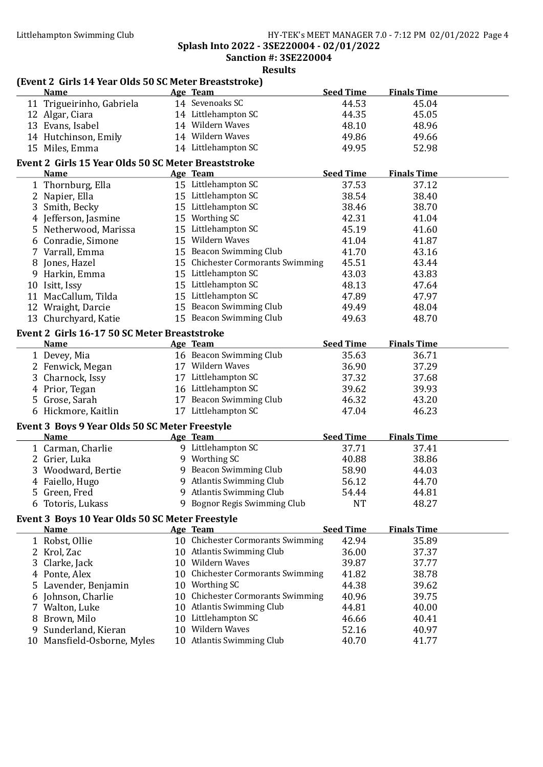Littlehampton Swimming Club

HY-TEK's MEET MANAGER 7.0 - 7:12 PM 02/01/2022 Page 4

## Splash Into 2022 - 3SE220004 - 02/01/2022

### Sanction #: 3SE220004

### Results

**(Event 2 Girls 14 Year Olds 50 SC Meter Breaststroke)**

| | Name | Age | Team | Seed Time | Finals Time |
|---|---|---|---|---|---|
| 11 | Trigueirinho, Gabriela | 14 | Sevenoaks SC | 44.53 | 45.04 |
| 12 | Algar, Ciara | 14 | Littlehampton SC | 44.35 | 45.05 |
| 13 | Evans, Isabel | 14 | Wildern Waves | 48.10 | 48.96 |
| 14 | Hutchinson, Emily | 14 | Wildern Waves | 49.86 | 49.66 |
| 15 | Miles, Emma | 14 | Littlehampton SC | 49.95 | 52.98 |

**Event 2 Girls 15 Year Olds 50 SC Meter Breaststroke**

| | Name | Age | Team | Seed Time | Finals Time |
|---|---|---|---|---|---|
| 1 | Thornburg, Ella | 15 | Littlehampton SC | 37.53 | 37.12 |
| 2 | Napier, Ella | 15 | Littlehampton SC | 38.54 | 38.40 |
| 3 | Smith, Becky | 15 | Littlehampton SC | 38.46 | 38.70 |
| 4 | Jefferson, Jasmine | 15 | Worthing SC | 42.31 | 41.04 |
| 5 | Netherwood, Marissa | 15 | Littlehampton SC | 45.19 | 41.60 |
| 6 | Conradie, Simone | 15 | Wildern Waves | 41.04 | 41.87 |
| 7 | Varrall, Emma | 15 | Beacon Swimming Club | 41.70 | 43.16 |
| 8 | Jones, Hazel | 15 | Chichester Cormorants Swimming | 45.51 | 43.44 |
| 9 | Harkin, Emma | 15 | Littlehampton SC | 43.03 | 43.83 |
| 10 | Isitt, Issy | 15 | Littlehampton SC | 48.13 | 47.64 |
| 11 | MacCallum, Tilda | 15 | Littlehampton SC | 47.89 | 47.97 |
| 12 | Wraight, Darcie | 15 | Beacon Swimming Club | 49.49 | 48.04 |
| 13 | Churchyard, Katie | 15 | Beacon Swimming Club | 49.63 | 48.70 |

**Event 2 Girls 16-17 50 SC Meter Breaststroke**

| | Name | Age | Team | Seed Time | Finals Time |
|---|---|---|---|---|---|
| 1 | Devey, Mia | 16 | Beacon Swimming Club | 35.63 | 36.71 |
| 2 | Fenwick, Megan | 17 | Wildern Waves | 36.90 | 37.29 |
| 3 | Charnock, Issy | 17 | Littlehampton SC | 37.32 | 37.68 |
| 4 | Prior, Tegan | 16 | Littlehampton SC | 39.62 | 39.93 |
| 5 | Grose, Sarah | 17 | Beacon Swimming Club | 46.32 | 43.20 |
| 6 | Hickmore, Kaitlin | 17 | Littlehampton SC | 47.04 | 46.23 |

**Event 3 Boys 9 Year Olds 50 SC Meter Freestyle**

| | Name | Age | Team | Seed Time | Finals Time |
|---|---|---|---|---|---|
| 1 | Carman, Charlie | 9 | Littlehampton SC | 37.71 | 37.41 |
| 2 | Grier, Luka | 9 | Worthing SC | 40.88 | 38.86 |
| 3 | Woodward, Bertie | 9 | Beacon Swimming Club | 58.90 | 44.03 |
| 4 | Faiello, Hugo | 9 | Atlantis Swimming Club | 56.12 | 44.70 |
| 5 | Green, Fred | 9 | Atlantis Swimming Club | 54.44 | 44.81 |
| 6 | Totoris, Lukass | 9 | Bognor Regis Swimming Club | NT | 48.27 |

**Event 3 Boys 10 Year Olds 50 SC Meter Freestyle**

| | Name | Age | Team | Seed Time | Finals Time |
|---|---|---|---|---|---|
| 1 | Robst, Ollie | 10 | Chichester Cormorants Swimming | 42.94 | 35.89 |
| 2 | Krol, Zac | 10 | Atlantis Swimming Club | 36.00 | 37.37 |
| 3 | Clarke, Jack | 10 | Wildern Waves | 39.87 | 37.77 |
| 4 | Ponte, Alex | 10 | Chichester Cormorants Swimming | 41.82 | 38.78 |
| 5 | Lavender, Benjamin | 10 | Worthing SC | 44.38 | 39.62 |
| 6 | Johnson, Charlie | 10 | Chichester Cormorants Swimming | 40.96 | 39.75 |
| 7 | Walton, Luke | 10 | Atlantis Swimming Club | 44.81 | 40.00 |
| 8 | Brown, Milo | 10 | Littlehampton SC | 46.66 | 40.41 |
| 9 | Sunderland, Kieran | 10 | Wildern Waves | 52.16 | 40.97 |
| 10 | Mansfield-Osborne, Myles | 10 | Atlantis Swimming Club | 40.70 | 41.77 |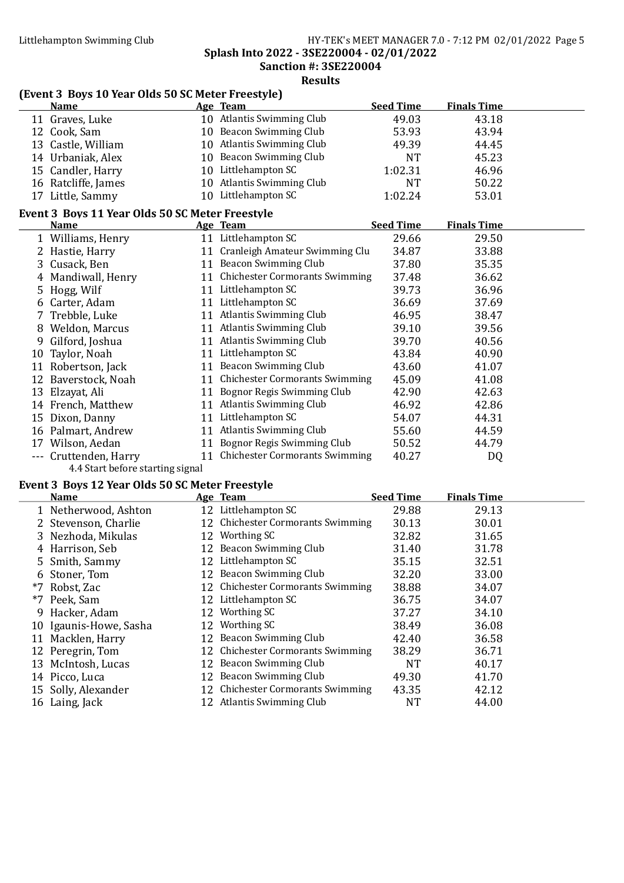Splash Into 2022 - 3SE220004 - 02/01/2022

Sanction #: 3SE220004

Results

## (Event 3 Boys 10 Year Olds 50 SC Meter Freestyle)

| | Name | Age | Team | Seed Time | Finals Time |
|---|---|---|---|---|---|
| 11 | Graves, Luke | 10 | Atlantis Swimming Club | 49.03 | 43.18 |
| 12 | Cook, Sam | 10 | Beacon Swimming Club | 53.93 | 43.94 |
| 13 | Castle, William | 10 | Atlantis Swimming Club | 49.39 | 44.45 |
| 14 | Urbaniak, Alex | 10 | Beacon Swimming Club | NT | 45.23 |
| 15 | Candler, Harry | 10 | Littlehampton SC | 1:02.31 | 46.96 |
| 16 | Ratcliffe, James | 10 | Atlantis Swimming Club | NT | 50.22 |
| 17 | Little, Sammy | 10 | Littlehampton SC | 1:02.24 | 53.01 |

## Event 3 Boys 11 Year Olds 50 SC Meter Freestyle

| | Name | Age | Team | Seed Time | Finals Time |
|---|---|---|---|---|---|
| 1 | Williams, Henry | 11 | Littlehampton SC | 29.66 | 29.50 |
| 2 | Hastie, Harry | 11 | Cranleigh Amateur Swimming Clu | 34.87 | 33.88 |
| 3 | Cusack, Ben | 11 | Beacon Swimming Club | 37.80 | 35.35 |
| 4 | Mandiwall, Henry | 11 | Chichester Cormorants Swimming | 37.48 | 36.62 |
| 5 | Hogg, Wilf | 11 | Littlehampton SC | 39.73 | 36.96 |
| 6 | Carter, Adam | 11 | Littlehampton SC | 36.69 | 37.69 |
| 7 | Trebble, Luke | 11 | Atlantis Swimming Club | 46.95 | 38.47 |
| 8 | Weldon, Marcus | 11 | Atlantis Swimming Club | 39.10 | 39.56 |
| 9 | Gilford, Joshua | 11 | Atlantis Swimming Club | 39.70 | 40.56 |
| 10 | Taylor, Noah | 11 | Littlehampton SC | 43.84 | 40.90 |
| 11 | Robertson, Jack | 11 | Beacon Swimming Club | 43.60 | 41.07 |
| 12 | Baverstock, Noah | 11 | Chichester Cormorants Swimming | 45.09 | 41.08 |
| 13 | Elzayat, Ali | 11 | Bognor Regis Swimming Club | 42.90 | 42.63 |
| 14 | French, Matthew | 11 | Atlantis Swimming Club | 46.92 | 42.86 |
| 15 | Dixon, Danny | 11 | Littlehampton SC | 54.07 | 44.31 |
| 16 | Palmart, Andrew | 11 | Atlantis Swimming Club | 55.60 | 44.59 |
| 17 | Wilson, Aedan | 11 | Bognor Regis Swimming Club | 50.52 | 44.79 |
| --- | Cruttenden, Harry | 11 | Chichester Cormorants Swimming | 40.27 | DQ |

4.4 Start before starting signal

## Event 3 Boys 12 Year Olds 50 SC Meter Freestyle

| | Name | Age | Team | Seed Time | Finals Time |
|---|---|---|---|---|---|
| 1 | Netherwood, Ashton | 12 | Littlehampton SC | 29.88 | 29.13 |
| 2 | Stevenson, Charlie | 12 | Chichester Cormorants Swimming | 30.13 | 30.01 |
| 3 | Nezhoda, Mikulas | 12 | Worthing SC | 32.82 | 31.65 |
| 4 | Harrison, Seb | 12 | Beacon Swimming Club | 31.40 | 31.78 |
| 5 | Smith, Sammy | 12 | Littlehampton SC | 35.15 | 32.51 |
| 6 | Stoner, Tom | 12 | Beacon Swimming Club | 32.20 | 33.00 |
| *7 | Robst, Zac | 12 | Chichester Cormorants Swimming | 38.88 | 34.07 |
| *7 | Peek, Sam | 12 | Littlehampton SC | 36.75 | 34.07 |
| 9 | Hacker, Adam | 12 | Worthing SC | 37.27 | 34.10 |
| 10 | Igaunis-Howe, Sasha | 12 | Worthing SC | 38.49 | 36.08 |
| 11 | Macklen, Harry | 12 | Beacon Swimming Club | 42.40 | 36.58 |
| 12 | Peregrin, Tom | 12 | Chichester Cormorants Swimming | 38.29 | 36.71 |
| 13 | McIntosh, Lucas | 12 | Beacon Swimming Club | NT | 40.17 |
| 14 | Picco, Luca | 12 | Beacon Swimming Club | 49.30 | 41.70 |
| 15 | Solly, Alexander | 12 | Chichester Cormorants Swimming | 43.35 | 42.12 |
| 16 | Laing, Jack | 12 | Atlantis Swimming Club | NT | 44.00 |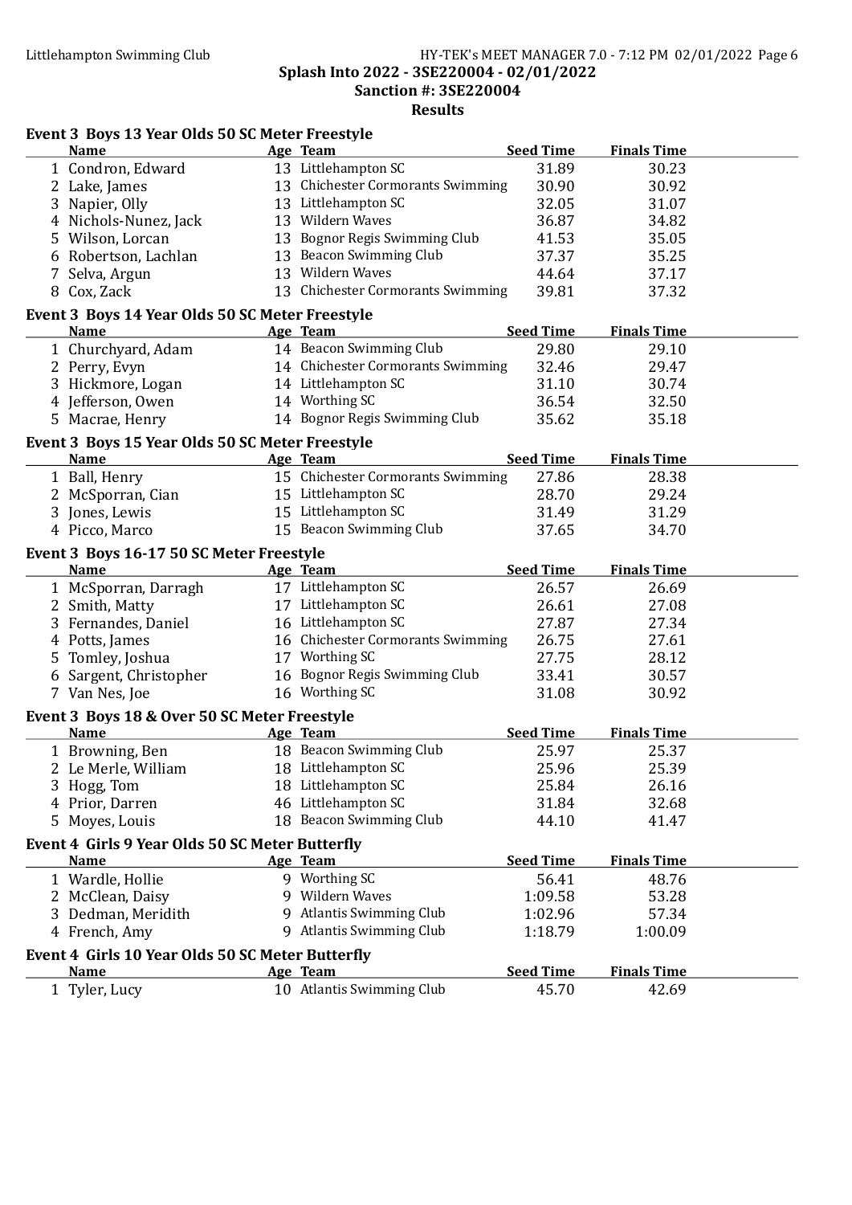Splash Into 2022 - 3SE220004 - 02/01/2022

Sanction #: 3SE220004

Results

### Event 3 Boys 13 Year Olds 50 SC Meter Freestyle

| | Name | Age | Team | Seed Time | Finals Time |
|---|---|---|---|---|---|
| 1 | Condron, Edward | 13 | Littlehampton SC | 31.89 | 30.23 |
| 2 | Lake, James | 13 | Chichester Cormorants Swimming | 30.90 | 30.92 |
| 3 | Napier, Olly | 13 | Littlehampton SC | 32.05 | 31.07 |
| 4 | Nichols-Nunez, Jack | 13 | Wildern Waves | 36.87 | 34.82 |
| 5 | Wilson, Lorcan | 13 | Bognor Regis Swimming Club | 41.53 | 35.05 |
| 6 | Robertson, Lachlan | 13 | Beacon Swimming Club | 37.37 | 35.25 |
| 7 | Selva, Argun | 13 | Wildern Waves | 44.64 | 37.17 |
| 8 | Cox, Zack | 13 | Chichester Cormorants Swimming | 39.81 | 37.32 |

### Event 3 Boys 14 Year Olds 50 SC Meter Freestyle

| | Name | Age | Team | Seed Time | Finals Time |
|---|---|---|---|---|---|
| 1 | Churchyard, Adam | 14 | Beacon Swimming Club | 29.80 | 29.10 |
| 2 | Perry, Evyn | 14 | Chichester Cormorants Swimming | 32.46 | 29.47 |
| 3 | Hickmore, Logan | 14 | Littlehampton SC | 31.10 | 30.74 |
| 4 | Jefferson, Owen | 14 | Worthing SC | 36.54 | 32.50 |
| 5 | Macrae, Henry | 14 | Bognor Regis Swimming Club | 35.62 | 35.18 |

### Event 3 Boys 15 Year Olds 50 SC Meter Freestyle

| | Name | Age | Team | Seed Time | Finals Time |
|---|---|---|---|---|---|
| 1 | Ball, Henry | 15 | Chichester Cormorants Swimming | 27.86 | 28.38 |
| 2 | McSporran, Cian | 15 | Littlehampton SC | 28.70 | 29.24 |
| 3 | Jones, Lewis | 15 | Littlehampton SC | 31.49 | 31.29 |
| 4 | Picco, Marco | 15 | Beacon Swimming Club | 37.65 | 34.70 |

### Event 3 Boys 16-17 50 SC Meter Freestyle

| | Name | Age | Team | Seed Time | Finals Time |
|---|---|---|---|---|---|
| 1 | McSporran, Darragh | 17 | Littlehampton SC | 26.57 | 26.69 |
| 2 | Smith, Matty | 17 | Littlehampton SC | 26.61 | 27.08 |
| 3 | Fernandes, Daniel | 16 | Littlehampton SC | 27.87 | 27.34 |
| 4 | Potts, James | 16 | Chichester Cormorants Swimming | 26.75 | 27.61 |
| 5 | Tomley, Joshua | 17 | Worthing SC | 27.75 | 28.12 |
| 6 | Sargent, Christopher | 16 | Bognor Regis Swimming Club | 33.41 | 30.57 |
| 7 | Van Nes, Joe | 16 | Worthing SC | 31.08 | 30.92 |

### Event 3 Boys 18 & Over 50 SC Meter Freestyle

| | Name | Age | Team | Seed Time | Finals Time |
|---|---|---|---|---|---|
| 1 | Browning, Ben | 18 | Beacon Swimming Club | 25.97 | 25.37 |
| 2 | Le Merle, William | 18 | Littlehampton SC | 25.96 | 25.39 |
| 3 | Hogg, Tom | 18 | Littlehampton SC | 25.84 | 26.16 |
| 4 | Prior, Darren | 46 | Littlehampton SC | 31.84 | 32.68 |
| 5 | Moyes, Louis | 18 | Beacon Swimming Club | 44.10 | 41.47 |

### Event 4 Girls 9 Year Olds 50 SC Meter Butterfly

| | Name | Age | Team | Seed Time | Finals Time |
|---|---|---|---|---|---|
| 1 | Wardle, Hollie | 9 | Worthing SC | 56.41 | 48.76 |
| 2 | McClean, Daisy | 9 | Wildern Waves | 1:09.58 | 53.28 |
| 3 | Dedman, Meridith | 9 | Atlantis Swimming Club | 1:02.96 | 57.34 |
| 4 | French, Amy | 9 | Atlantis Swimming Club | 1:18.79 | 1:00.09 |

### Event 4 Girls 10 Year Olds 50 SC Meter Butterfly

| | Name | Age | Team | Seed Time | Finals Time |
|---|---|---|---|---|---|
| 1 | Tyler, Lucy | 10 | Atlantis Swimming Club | 45.70 | 42.69 |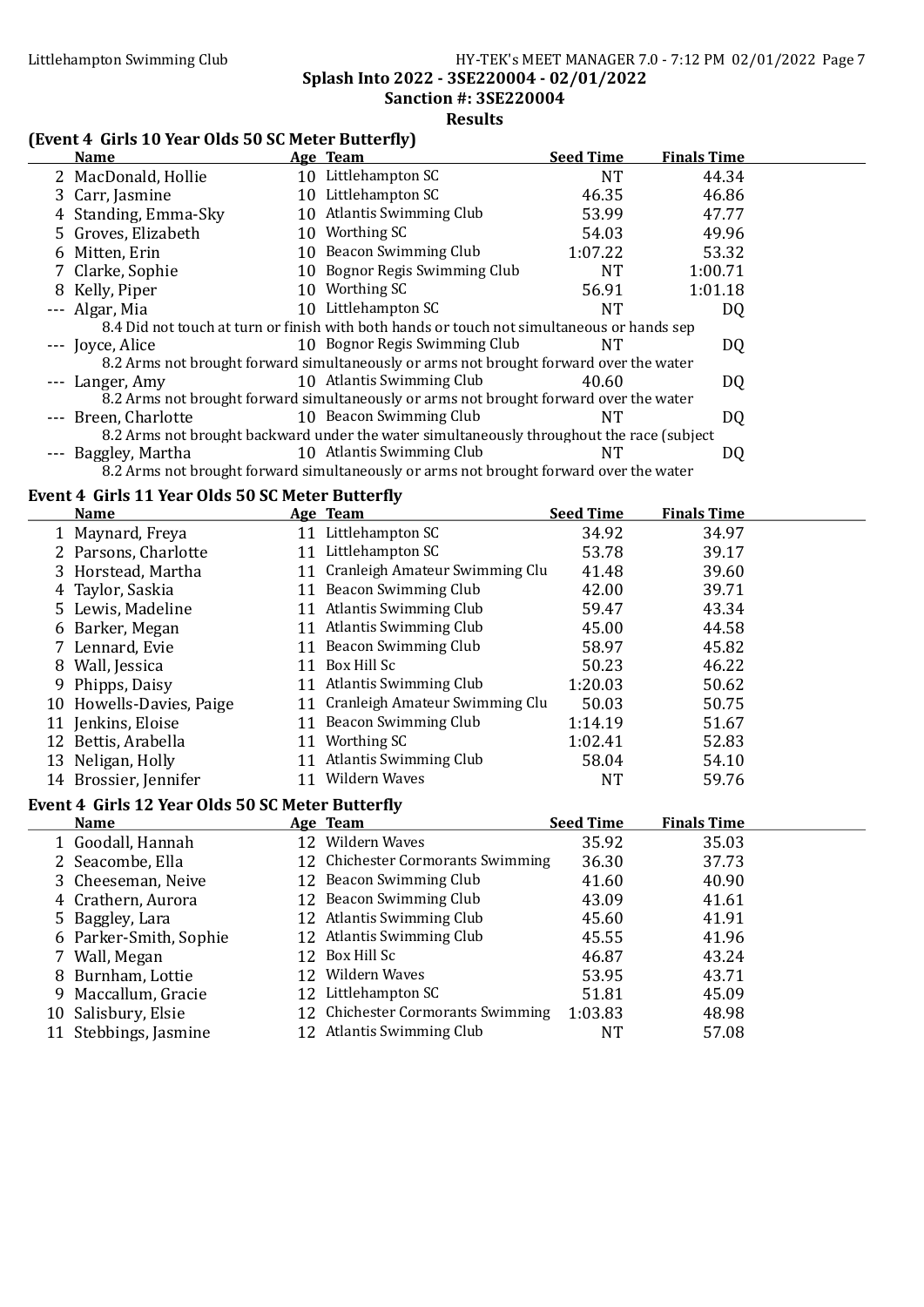Splash Into 2022 - 3SE220004 - 02/01/2022

Sanction #: 3SE220004

Results

## (Event 4 Girls 10 Year Olds 50 SC Meter Butterfly)

| | Name | Age | Team | Seed Time | Finals Time |
|---|---|---|---|---|---|
| 2 | MacDonald, Hollie | 10 | Littlehampton SC | NT | 44.34 |
| 3 | Carr, Jasmine | 10 | Littlehampton SC | 46.35 | 46.86 |
| 4 | Standing, Emma-Sky | 10 | Atlantis Swimming Club | 53.99 | 47.77 |
| 5 | Groves, Elizabeth | 10 | Worthing SC | 54.03 | 49.96 |
| 6 | Mitten, Erin | 10 | Beacon Swimming Club | 1:07.22 | 53.32 |
| 7 | Clarke, Sophie | 10 | Bognor Regis Swimming Club | NT | 1:00.71 |
| 8 | Kelly, Piper | 10 | Worthing SC | 56.91 | 1:01.18 |
| --- | Algar, Mia | 10 | Littlehampton SC | NT | DQ |
| | 8.4 Did not touch at turn or finish with both hands or touch not simultaneous or hands sep | | | | |
| --- | Joyce, Alice | 10 | Bognor Regis Swimming Club | NT | DQ |
| | 8.2 Arms not brought forward simultaneously or arms not brought forward over the water | | | | |
| --- | Langer, Amy | 10 | Atlantis Swimming Club | 40.60 | DQ |
| | 8.2 Arms not brought forward simultaneously or arms not brought forward over the water | | | | |
| --- | Breen, Charlotte | 10 | Beacon Swimming Club | NT | DQ |
| | 8.2 Arms not brought backward under the water simultaneously throughout the race (subject | | | | |
| --- | Baggley, Martha | 10 | Atlantis Swimming Club | NT | DQ |
| | 8.2 Arms not brought forward simultaneously or arms not brought forward over the water | | | | |

## Event 4 Girls 11 Year Olds 50 SC Meter Butterfly

| | Name | Age | Team | Seed Time | Finals Time |
|---|---|---|---|---|---|
| 1 | Maynard, Freya | 11 | Littlehampton SC | 34.92 | 34.97 |
| 2 | Parsons, Charlotte | 11 | Littlehampton SC | 53.78 | 39.17 |
| 3 | Horstead, Martha | 11 | Cranleigh Amateur Swimming Clu | 41.48 | 39.60 |
| 4 | Taylor, Saskia | 11 | Beacon Swimming Club | 42.00 | 39.71 |
| 5 | Lewis, Madeline | 11 | Atlantis Swimming Club | 59.47 | 43.34 |
| 6 | Barker, Megan | 11 | Atlantis Swimming Club | 45.00 | 44.58 |
| 7 | Lennard, Evie | 11 | Beacon Swimming Club | 58.97 | 45.82 |
| 8 | Wall, Jessica | 11 | Box Hill Sc | 50.23 | 46.22 |
| 9 | Phipps, Daisy | 11 | Atlantis Swimming Club | 1:20.03 | 50.62 |
| 10 | Howells-Davies, Paige | 11 | Cranleigh Amateur Swimming Clu | 50.03 | 50.75 |
| 11 | Jenkins, Eloise | 11 | Beacon Swimming Club | 1:14.19 | 51.67 |
| 12 | Bettis, Arabella | 11 | Worthing SC | 1:02.41 | 52.83 |
| 13 | Neligan, Holly | 11 | Atlantis Swimming Club | 58.04 | 54.10 |
| 14 | Brossier, Jennifer | 11 | Wildern Waves | NT | 59.76 |

## Event 4 Girls 12 Year Olds 50 SC Meter Butterfly

| | Name | Age | Team | Seed Time | Finals Time |
|---|---|---|---|---|---|
| 1 | Goodall, Hannah | 12 | Wildern Waves | 35.92 | 35.03 |
| 2 | Seacombe, Ella | 12 | Chichester Cormorants Swimming | 36.30 | 37.73 |
| 3 | Cheeseman, Neive | 12 | Beacon Swimming Club | 41.60 | 40.90 |
| 4 | Crathern, Aurora | 12 | Beacon Swimming Club | 43.09 | 41.61 |
| 5 | Baggley, Lara | 12 | Atlantis Swimming Club | 45.60 | 41.91 |
| 6 | Parker-Smith, Sophie | 12 | Atlantis Swimming Club | 45.55 | 41.96 |
| 7 | Wall, Megan | 12 | Box Hill Sc | 46.87 | 43.24 |
| 8 | Burnham, Lottie | 12 | Wildern Waves | 53.95 | 43.71 |
| 9 | Maccallum, Gracie | 12 | Littlehampton SC | 51.81 | 45.09 |
| 10 | Salisbury, Elsie | 12 | Chichester Cormorants Swimming | 1:03.83 | 48.98 |
| 11 | Stebbings, Jasmine | 12 | Atlantis Swimming Club | NT | 57.08 |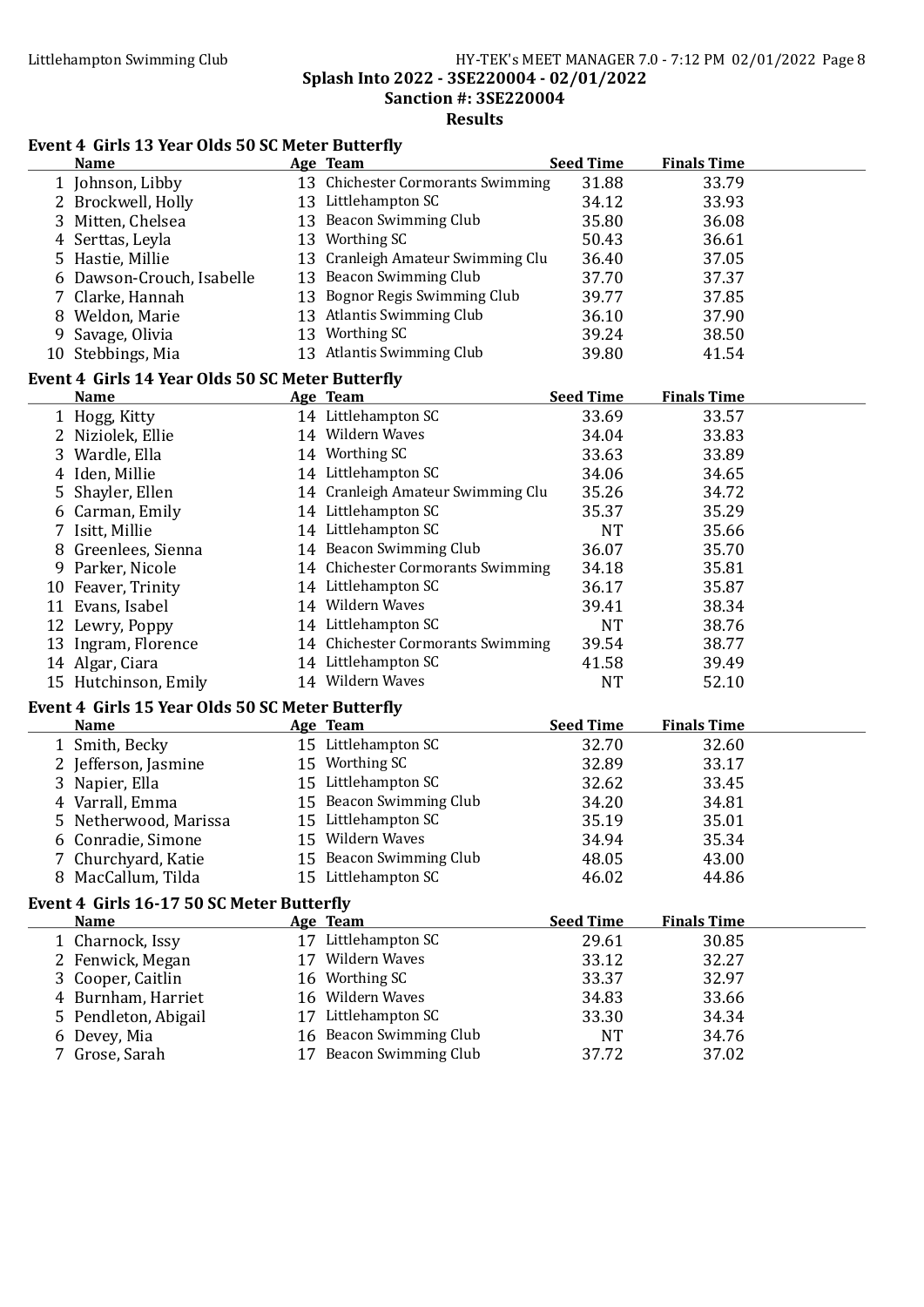Splash Into 2022 - 3SE220004 - 02/01/2022

Sanction #: 3SE220004

Results

### Event 4 Girls 13 Year Olds 50 SC Meter Butterfly

| | Name | Age | Team | Seed Time | Finals Time |
|---|---|---|---|---|---|
| 1 | Johnson, Libby | 13 | Chichester Cormorants Swimming | 31.88 | 33.79 |
| 2 | Brockwell, Holly | 13 | Littlehampton SC | 34.12 | 33.93 |
| 3 | Mitten, Chelsea | 13 | Beacon Swimming Club | 35.80 | 36.08 |
| 4 | Serttas, Leyla | 13 | Worthing SC | 50.43 | 36.61 |
| 5 | Hastie, Millie | 13 | Cranleigh Amateur Swimming Clu | 36.40 | 37.05 |
| 6 | Dawson-Crouch, Isabelle | 13 | Beacon Swimming Club | 37.70 | 37.37 |
| 7 | Clarke, Hannah | 13 | Bognor Regis Swimming Club | 39.77 | 37.85 |
| 8 | Weldon, Marie | 13 | Atlantis Swimming Club | 36.10 | 37.90 |
| 9 | Savage, Olivia | 13 | Worthing SC | 39.24 | 38.50 |
| 10 | Stebbings, Mia | 13 | Atlantis Swimming Club | 39.80 | 41.54 |

### Event 4 Girls 14 Year Olds 50 SC Meter Butterfly

| | Name | Age | Team | Seed Time | Finals Time |
|---|---|---|---|---|---|
| 1 | Hogg, Kitty | 14 | Littlehampton SC | 33.69 | 33.57 |
| 2 | Niziolek, Ellie | 14 | Wildern Waves | 34.04 | 33.83 |
| 3 | Wardle, Ella | 14 | Worthing SC | 33.63 | 33.89 |
| 4 | Iden, Millie | 14 | Littlehampton SC | 34.06 | 34.65 |
| 5 | Shayler, Ellen | 14 | Cranleigh Amateur Swimming Clu | 35.26 | 34.72 |
| 6 | Carman, Emily | 14 | Littlehampton SC | 35.37 | 35.29 |
| 7 | Isitt, Millie | 14 | Littlehampton SC | NT | 35.66 |
| 8 | Greenlees, Sienna | 14 | Beacon Swimming Club | 36.07 | 35.70 |
| 9 | Parker, Nicole | 14 | Chichester Cormorants Swimming | 34.18 | 35.81 |
| 10 | Feaver, Trinity | 14 | Littlehampton SC | 36.17 | 35.87 |
| 11 | Evans, Isabel | 14 | Wildern Waves | 39.41 | 38.34 |
| 12 | Lewry, Poppy | 14 | Littlehampton SC | NT | 38.76 |
| 13 | Ingram, Florence | 14 | Chichester Cormorants Swimming | 39.54 | 38.77 |
| 14 | Algar, Ciara | 14 | Littlehampton SC | 41.58 | 39.49 |
| 15 | Hutchinson, Emily | 14 | Wildern Waves | NT | 52.10 |

### Event 4 Girls 15 Year Olds 50 SC Meter Butterfly

| | Name | Age | Team | Seed Time | Finals Time |
|---|---|---|---|---|---|
| 1 | Smith, Becky | 15 | Littlehampton SC | 32.70 | 32.60 |
| 2 | Jefferson, Jasmine | 15 | Worthing SC | 32.89 | 33.17 |
| 3 | Napier, Ella | 15 | Littlehampton SC | 32.62 | 33.45 |
| 4 | Varrall, Emma | 15 | Beacon Swimming Club | 34.20 | 34.81 |
| 5 | Netherwood, Marissa | 15 | Littlehampton SC | 35.19 | 35.01 |
| 6 | Conradie, Simone | 15 | Wildern Waves | 34.94 | 35.34 |
| 7 | Churchyard, Katie | 15 | Beacon Swimming Club | 48.05 | 43.00 |
| 8 | MacCallum, Tilda | 15 | Littlehampton SC | 46.02 | 44.86 |

### Event 4 Girls 16-17 50 SC Meter Butterfly

| | Name | Age | Team | Seed Time | Finals Time |
|---|---|---|---|---|---|
| 1 | Charnock, Issy | 17 | Littlehampton SC | 29.61 | 30.85 |
| 2 | Fenwick, Megan | 17 | Wildern Waves | 33.12 | 32.27 |
| 3 | Cooper, Caitlin | 16 | Worthing SC | 33.37 | 32.97 |
| 4 | Burnham, Harriet | 16 | Wildern Waves | 34.83 | 33.66 |
| 5 | Pendleton, Abigail | 17 | Littlehampton SC | 33.30 | 34.34 |
| 6 | Devey, Mia | 16 | Beacon Swimming Club | NT | 34.76 |
| 7 | Grose, Sarah | 17 | Beacon Swimming Club | 37.72 | 37.02 |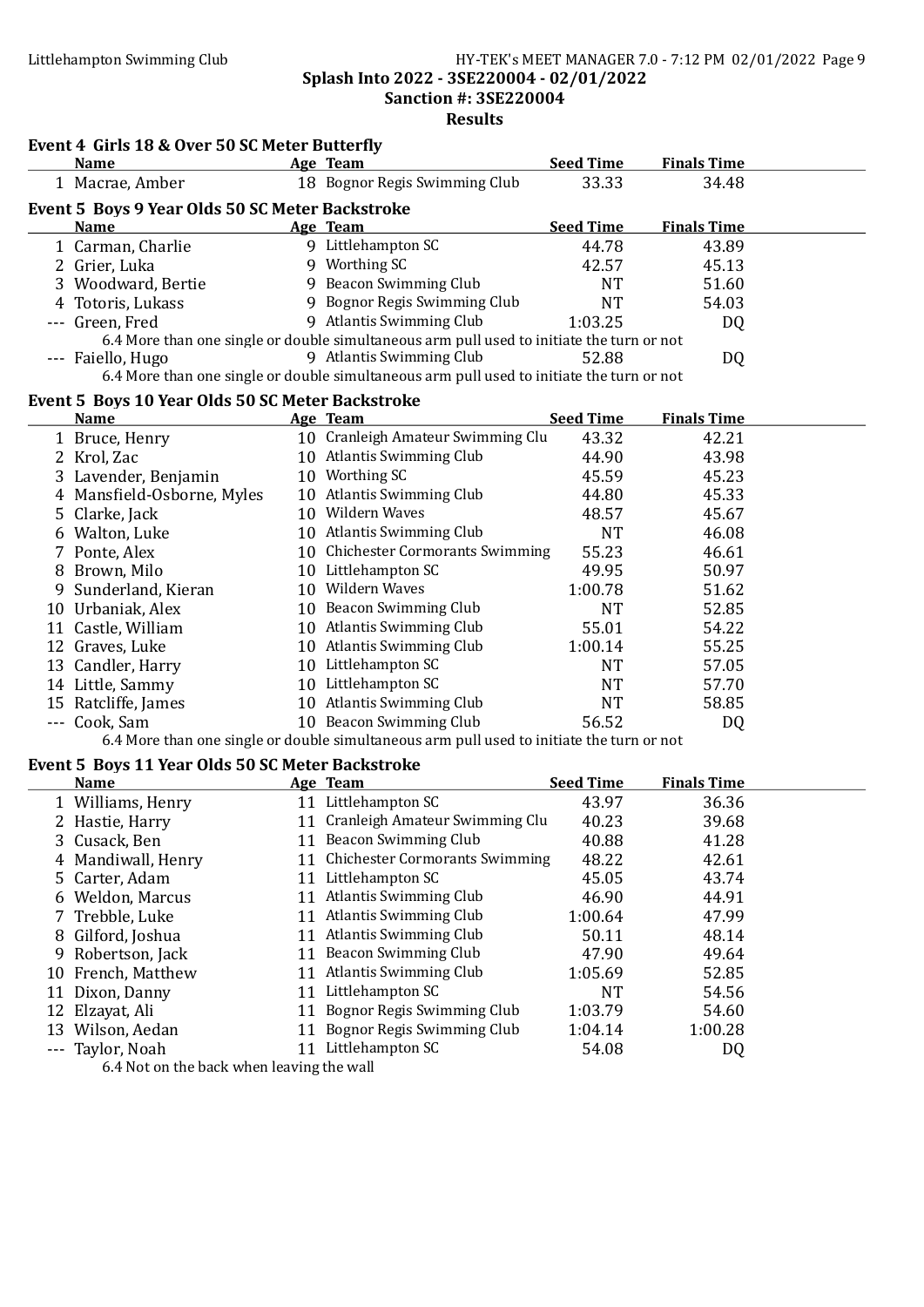Splash Into 2022 - 3SE220004 - 02/01/2022

Sanction #: 3SE220004

Results

### Event 4 Girls 18 & Over 50 SC Meter Butterfly

| | Name | Age | Team | Seed Time | Finals Time |
|---|---|---|---|---|---|
| 1 | Macrae, Amber | 18 | Bognor Regis Swimming Club | 33.33 | 34.48 |

### Event 5 Boys 9 Year Olds 50 SC Meter Backstroke

| | Name | Age | Team | Seed Time | Finals Time |
|---|---|---|---|---|---|
| 1 | Carman, Charlie | 9 | Littlehampton SC | 44.78 | 43.89 |
| 2 | Grier, Luka | 9 | Worthing SC | 42.57 | 45.13 |
| 3 | Woodward, Bertie | 9 | Beacon Swimming Club | NT | 51.60 |
| 4 | Totoris, Lukass | 9 | Bognor Regis Swimming Club | NT | 54.03 |
| --- | Green, Fred | 9 | Atlantis Swimming Club | 1:03.25 | DQ |
| | 6.4 More than one single or double simultaneous arm pull used to initiate the turn or not | | | | |
| --- | Faiello, Hugo | 9 | Atlantis Swimming Club | 52.88 | DQ |
| | 6.4 More than one single or double simultaneous arm pull used to initiate the turn or not | | | | |

### Event 5 Boys 10 Year Olds 50 SC Meter Backstroke

| | Name | Age | Team | Seed Time | Finals Time |
|---|---|---|---|---|---|
| 1 | Bruce, Henry | 10 | Cranleigh Amateur Swimming Clu | 43.32 | 42.21 |
| 2 | Krol, Zac | 10 | Atlantis Swimming Club | 44.90 | 43.98 |
| 3 | Lavender, Benjamin | 10 | Worthing SC | 45.59 | 45.23 |
| 4 | Mansfield-Osborne, Myles | 10 | Atlantis Swimming Club | 44.80 | 45.33 |
| 5 | Clarke, Jack | 10 | Wildern Waves | 48.57 | 45.67 |
| 6 | Walton, Luke | 10 | Atlantis Swimming Club | NT | 46.08 |
| 7 | Ponte, Alex | 10 | Chichester Cormorants Swimming | 55.23 | 46.61 |
| 8 | Brown, Milo | 10 | Littlehampton SC | 49.95 | 50.97 |
| 9 | Sunderland, Kieran | 10 | Wildern Waves | 1:00.78 | 51.62 |
| 10 | Urbaniak, Alex | 10 | Beacon Swimming Club | NT | 52.85 |
| 11 | Castle, William | 10 | Atlantis Swimming Club | 55.01 | 54.22 |
| 12 | Graves, Luke | 10 | Atlantis Swimming Club | 1:00.14 | 55.25 |
| 13 | Candler, Harry | 10 | Littlehampton SC | NT | 57.05 |
| 14 | Little, Sammy | 10 | Littlehampton SC | NT | 57.70 |
| 15 | Ratcliffe, James | 10 | Atlantis Swimming Club | NT | 58.85 |
| --- | Cook, Sam | 10 | Beacon Swimming Club | 56.52 | DQ |
| | 6.4 More than one single or double simultaneous arm pull used to initiate the turn or not | | | | |

### Event 5 Boys 11 Year Olds 50 SC Meter Backstroke

| | Name | Age | Team | Seed Time | Finals Time |
|---|---|---|---|---|---|
| 1 | Williams, Henry | 11 | Littlehampton SC | 43.97 | 36.36 |
| 2 | Hastie, Harry | 11 | Cranleigh Amateur Swimming Clu | 40.23 | 39.68 |
| 3 | Cusack, Ben | 11 | Beacon Swimming Club | 40.88 | 41.28 |
| 4 | Mandiwall, Henry | 11 | Chichester Cormorants Swimming | 48.22 | 42.61 |
| 5 | Carter, Adam | 11 | Littlehampton SC | 45.05 | 43.74 |
| 6 | Weldon, Marcus | 11 | Atlantis Swimming Club | 46.90 | 44.91 |
| 7 | Trebble, Luke | 11 | Atlantis Swimming Club | 1:00.64 | 47.99 |
| 8 | Gilford, Joshua | 11 | Atlantis Swimming Club | 50.11 | 48.14 |
| 9 | Robertson, Jack | 11 | Beacon Swimming Club | 47.90 | 49.64 |
| 10 | French, Matthew | 11 | Atlantis Swimming Club | 1:05.69 | 52.85 |
| 11 | Dixon, Danny | 11 | Littlehampton SC | NT | 54.56 |
| 12 | Elzayat, Ali | 11 | Bognor Regis Swimming Club | 1:03.79 | 54.60 |
| 13 | Wilson, Aedan | 11 | Bognor Regis Swimming Club | 1:04.14 | 1:00.28 |
| --- | Taylor, Noah | 11 | Littlehampton SC | 54.08 | DQ |
| | 6.4 Not on the back when leaving the wall | | | | |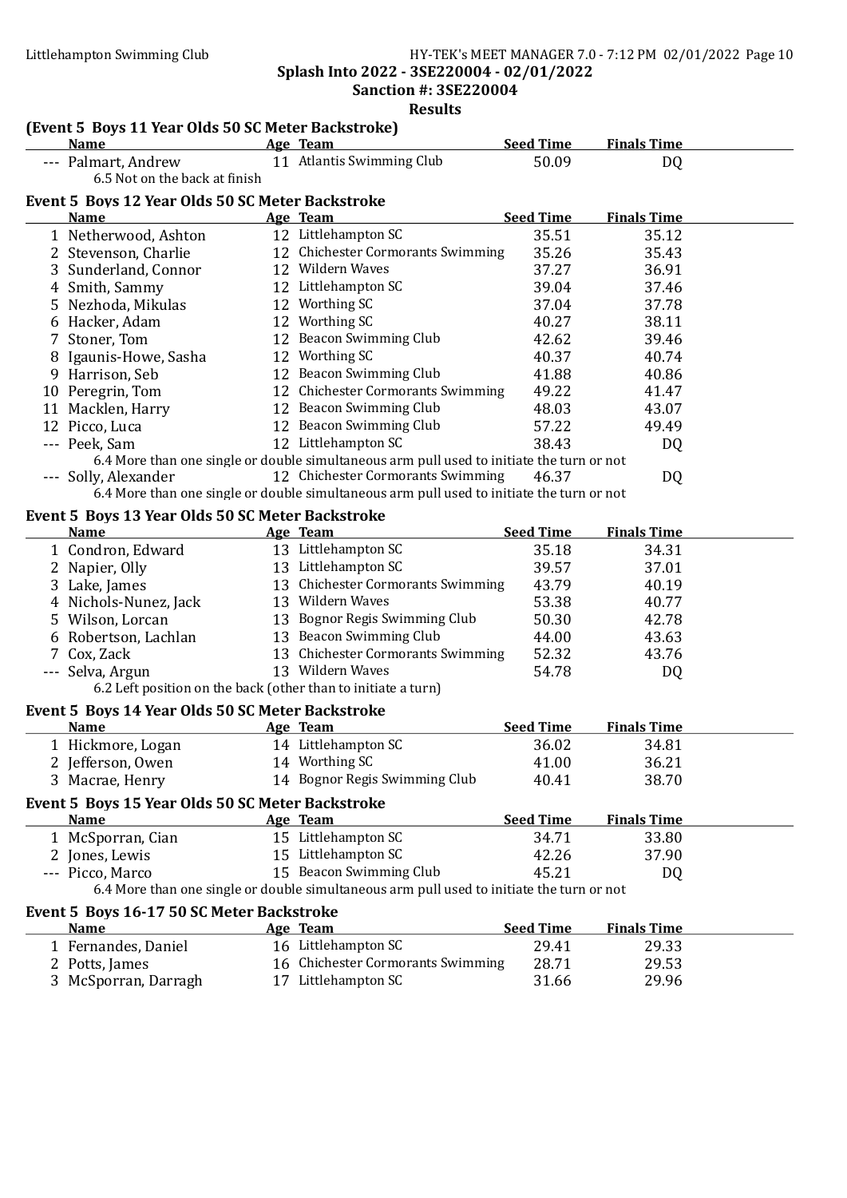Littlehampton Swimming Club

**Splash Into 2022 - 3SE220004 - 02/01/2022**

**Sanction #: 3SE220004**

**Results**

### (Event 5 Boys 11 Year Olds 50 SC Meter Backstroke)

| | Name | Age | Team | Seed Time | Finals Time |
|---|---|---|---|---|---|
| --- | Palmart, Andrew | 11 | Atlantis Swimming Club | 50.09 | DQ |
| | 6.5 Not on the back at finish | | | | |

### Event 5 Boys 12 Year Olds 50 SC Meter Backstroke

| | Name | Age | Team | Seed Time | Finals Time |
|---|---|---|---|---|---|
| 1 | Netherwood, Ashton | 12 | Littlehampton SC | 35.51 | 35.12 |
| 2 | Stevenson, Charlie | 12 | Chichester Cormorants Swimming | 35.26 | 35.43 |
| 3 | Sunderland, Connor | 12 | Wildern Waves | 37.27 | 36.91 |
| 4 | Smith, Sammy | 12 | Littlehampton SC | 39.04 | 37.46 |
| 5 | Nezhoda, Mikulas | 12 | Worthing SC | 37.04 | 37.78 |
| 6 | Hacker, Adam | 12 | Worthing SC | 40.27 | 38.11 |
| 7 | Stoner, Tom | 12 | Beacon Swimming Club | 42.62 | 39.46 |
| 8 | Igaunis-Howe, Sasha | 12 | Worthing SC | 40.37 | 40.74 |
| 9 | Harrison, Seb | 12 | Beacon Swimming Club | 41.88 | 40.86 |
| 10 | Peregrin, Tom | 12 | Chichester Cormorants Swimming | 49.22 | 41.47 |
| 11 | Macklen, Harry | 12 | Beacon Swimming Club | 48.03 | 43.07 |
| 12 | Picco, Luca | 12 | Beacon Swimming Club | 57.22 | 49.49 |
| --- | Peek, Sam | 12 | Littlehampton SC | 38.43 | DQ |
| | 6.4 More than one single or double simultaneous arm pull used to initiate the turn or not | | | | |
| --- | Solly, Alexander | 12 | Chichester Cormorants Swimming | 46.37 | DQ |
| | 6.4 More than one single or double simultaneous arm pull used to initiate the turn or not | | | | |

### Event 5 Boys 13 Year Olds 50 SC Meter Backstroke

| | Name | Age | Team | Seed Time | Finals Time |
|---|---|---|---|---|---|
| 1 | Condron, Edward | 13 | Littlehampton SC | 35.18 | 34.31 |
| 2 | Napier, Olly | 13 | Littlehampton SC | 39.57 | 37.01 |
| 3 | Lake, James | 13 | Chichester Cormorants Swimming | 43.79 | 40.19 |
| 4 | Nichols-Nunez, Jack | 13 | Wildern Waves | 53.38 | 40.77 |
| 5 | Wilson, Lorcan | 13 | Bognor Regis Swimming Club | 50.30 | 42.78 |
| 6 | Robertson, Lachlan | 13 | Beacon Swimming Club | 44.00 | 43.63 |
| 7 | Cox, Zack | 13 | Chichester Cormorants Swimming | 52.32 | 43.76 |
| --- | Selva, Argun | 13 | Wildern Waves | 54.78 | DQ |
| | 6.2 Left position on the back (other than to initiate a turn) | | | | |

### Event 5 Boys 14 Year Olds 50 SC Meter Backstroke

| | Name | Age | Team | Seed Time | Finals Time |
|---|---|---|---|---|---|
| 1 | Hickmore, Logan | 14 | Littlehampton SC | 36.02 | 34.81 |
| 2 | Jefferson, Owen | 14 | Worthing SC | 41.00 | 36.21 |
| 3 | Macrae, Henry | 14 | Bognor Regis Swimming Club | 40.41 | 38.70 |

### Event 5 Boys 15 Year Olds 50 SC Meter Backstroke

| | Name | Age | Team | Seed Time | Finals Time |
|---|---|---|---|---|---|
| 1 | McSporran, Cian | 15 | Littlehampton SC | 34.71 | 33.80 |
| 2 | Jones, Lewis | 15 | Littlehampton SC | 42.26 | 37.90 |
| --- | Picco, Marco | 15 | Beacon Swimming Club | 45.21 | DQ |
| | 6.4 More than one single or double simultaneous arm pull used to initiate the turn or not | | | | |

### Event 5 Boys 16-17 50 SC Meter Backstroke

| | Name | Age | Team | Seed Time | Finals Time |
|---|---|---|---|---|---|
| 1 | Fernandes, Daniel | 16 | Littlehampton SC | 29.41 | 29.33 |
| 2 | Potts, James | 16 | Chichester Cormorants Swimming | 28.71 | 29.53 |
| 3 | McSporran, Darragh | 17 | Littlehampton SC | 31.66 | 29.96 |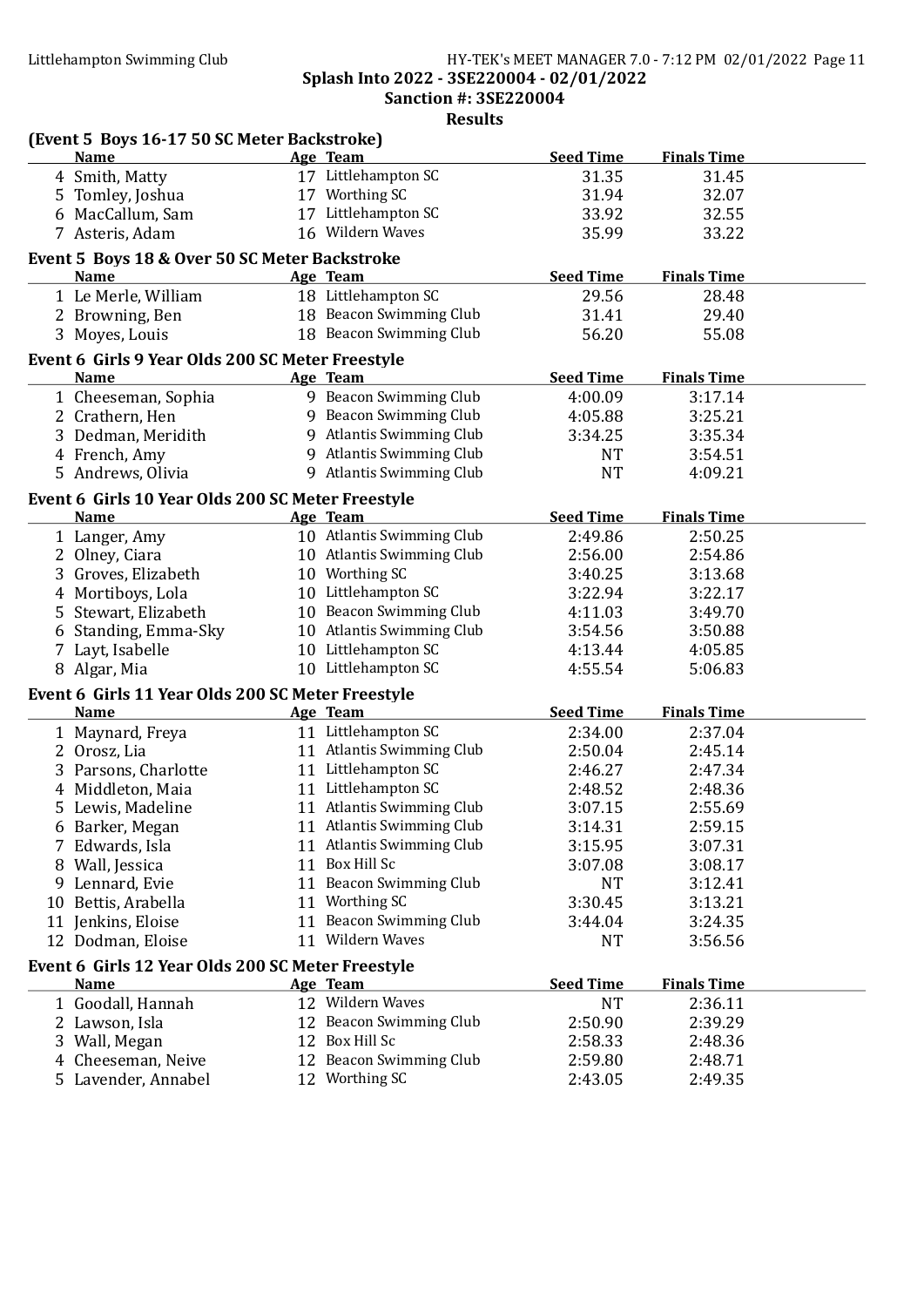Littlehampton Swimming Club

**Splash Into 2022 - 3SE220004 - 02/01/2022**

**Sanction #: 3SE220004**

**Results**

### (Event 5 Boys 16-17 50 SC Meter Backstroke)

| | Name | Age | Team | Seed Time | Finals Time |
|---|---|---|---|---|---|
| 4 | Smith, Matty | 17 | Littlehampton SC | 31.35 | 31.45 |
| 5 | Tomley, Joshua | 17 | Worthing SC | 31.94 | 32.07 |
| 6 | MacCallum, Sam | 17 | Littlehampton SC | 33.92 | 32.55 |
| 7 | Asteris, Adam | 16 | Wildern Waves | 35.99 | 33.22 |

### Event 5 Boys 18 & Over 50 SC Meter Backstroke

| | Name | Age | Team | Seed Time | Finals Time |
|---|---|---|---|---|---|
| 1 | Le Merle, William | 18 | Littlehampton SC | 29.56 | 28.48 |
| 2 | Browning, Ben | 18 | Beacon Swimming Club | 31.41 | 29.40 |
| 3 | Moyes, Louis | 18 | Beacon Swimming Club | 56.20 | 55.08 |

### Event 6 Girls 9 Year Olds 200 SC Meter Freestyle

| | Name | Age | Team | Seed Time | Finals Time |
|---|---|---|---|---|---|
| 1 | Cheeseman, Sophia | 9 | Beacon Swimming Club | 4:00.09 | 3:17.14 |
| 2 | Crathern, Hen | 9 | Beacon Swimming Club | 4:05.88 | 3:25.21 |
| 3 | Dedman, Meridith | 9 | Atlantis Swimming Club | 3:34.25 | 3:35.34 |
| 4 | French, Amy | 9 | Atlantis Swimming Club | NT | 3:54.51 |
| 5 | Andrews, Olivia | 9 | Atlantis Swimming Club | NT | 4:09.21 |

### Event 6 Girls 10 Year Olds 200 SC Meter Freestyle

| | Name | Age | Team | Seed Time | Finals Time |
|---|---|---|---|---|---|
| 1 | Langer, Amy | 10 | Atlantis Swimming Club | 2:49.86 | 2:50.25 |
| 2 | Olney, Ciara | 10 | Atlantis Swimming Club | 2:56.00 | 2:54.86 |
| 3 | Groves, Elizabeth | 10 | Worthing SC | 3:40.25 | 3:13.68 |
| 4 | Mortiboys, Lola | 10 | Littlehampton SC | 3:22.94 | 3:22.17 |
| 5 | Stewart, Elizabeth | 10 | Beacon Swimming Club | 4:11.03 | 3:49.70 |
| 6 | Standing, Emma-Sky | 10 | Atlantis Swimming Club | 3:54.56 | 3:50.88 |
| 7 | Layt, Isabelle | 10 | Littlehampton SC | 4:13.44 | 4:05.85 |
| 8 | Algar, Mia | 10 | Littlehampton SC | 4:55.54 | 5:06.83 |

### Event 6 Girls 11 Year Olds 200 SC Meter Freestyle

| | Name | Age | Team | Seed Time | Finals Time |
|---|---|---|---|---|---|
| 1 | Maynard, Freya | 11 | Littlehampton SC | 2:34.00 | 2:37.04 |
| 2 | Orosz, Lia | 11 | Atlantis Swimming Club | 2:50.04 | 2:45.14 |
| 3 | Parsons, Charlotte | 11 | Littlehampton SC | 2:46.27 | 2:47.34 |
| 4 | Middleton, Maia | 11 | Littlehampton SC | 2:48.52 | 2:48.36 |
| 5 | Lewis, Madeline | 11 | Atlantis Swimming Club | 3:07.15 | 2:55.69 |
| 6 | Barker, Megan | 11 | Atlantis Swimming Club | 3:14.31 | 2:59.15 |
| 7 | Edwards, Isla | 11 | Atlantis Swimming Club | 3:15.95 | 3:07.31 |
| 8 | Wall, Jessica | 11 | Box Hill Sc | 3:07.08 | 3:08.17 |
| 9 | Lennard, Evie | 11 | Beacon Swimming Club | NT | 3:12.41 |
| 10 | Bettis, Arabella | 11 | Worthing SC | 3:30.45 | 3:13.21 |
| 11 | Jenkins, Eloise | 11 | Beacon Swimming Club | 3:44.04 | 3:24.35 |
| 12 | Dodman, Eloise | 11 | Wildern Waves | NT | 3:56.56 |

### Event 6 Girls 12 Year Olds 200 SC Meter Freestyle

| | Name | Age | Team | Seed Time | Finals Time |
|---|---|---|---|---|---|
| 1 | Goodall, Hannah | 12 | Wildern Waves | NT | 2:36.11 |
| 2 | Lawson, Isla | 12 | Beacon Swimming Club | 2:50.90 | 2:39.29 |
| 3 | Wall, Megan | 12 | Box Hill Sc | 2:58.33 | 2:48.36 |
| 4 | Cheeseman, Neive | 12 | Beacon Swimming Club | 2:59.80 | 2:48.71 |
| 5 | Lavender, Annabel | 12 | Worthing SC | 2:43.05 | 2:49.35 |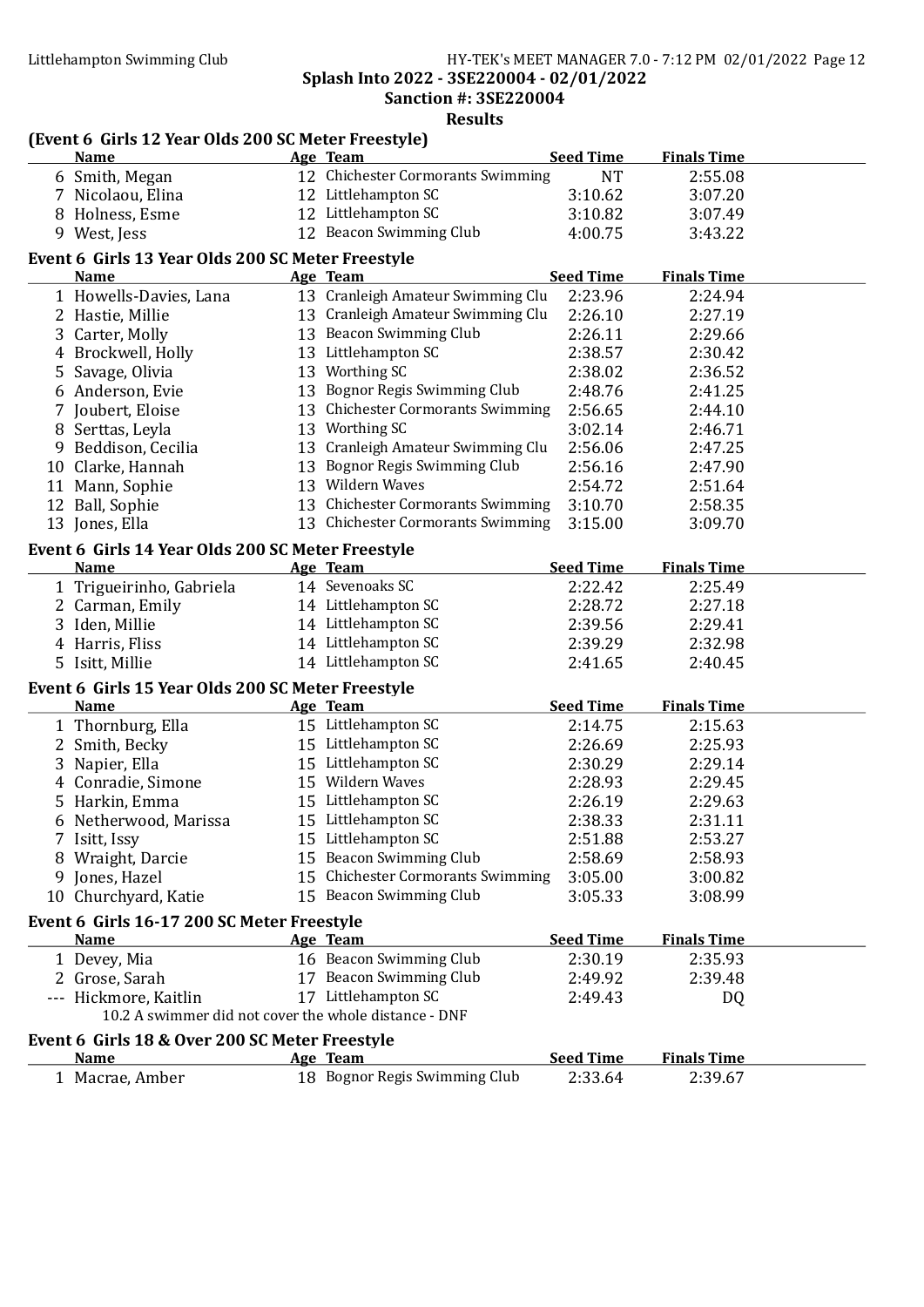Splash Into 2022 - 3SE220004 - 02/01/2022

Sanction #: 3SE220004

Results

### (Event 6 Girls 12 Year Olds 200 SC Meter Freestyle)

| | Name | Age | Team | Seed Time | Finals Time |
|---|---|---|---|---|---|
| 6 | Smith, Megan | 12 | Chichester Cormorants Swimming | NT | 2:55.08 |
| 7 | Nicolaou, Elina | 12 | Littlehampton SC | 3:10.62 | 3:07.20 |
| 8 | Holness, Esme | 12 | Littlehampton SC | 3:10.82 | 3:07.49 |
| 9 | West, Jess | 12 | Beacon Swimming Club | 4:00.75 | 3:43.22 |

### Event 6 Girls 13 Year Olds 200 SC Meter Freestyle

| | Name | Age | Team | Seed Time | Finals Time |
|---|---|---|---|---|---|
| 1 | Howells-Davies, Lana | 13 | Cranleigh Amateur Swimming Clu | 2:23.96 | 2:24.94 |
| 2 | Hastie, Millie | 13 | Cranleigh Amateur Swimming Clu | 2:26.10 | 2:27.19 |
| 3 | Carter, Molly | 13 | Beacon Swimming Club | 2:26.11 | 2:29.66 |
| 4 | Brockwell, Holly | 13 | Littlehampton SC | 2:38.57 | 2:30.42 |
| 5 | Savage, Olivia | 13 | Worthing SC | 2:38.02 | 2:36.52 |
| 6 | Anderson, Evie | 13 | Bognor Regis Swimming Club | 2:48.76 | 2:41.25 |
| 7 | Joubert, Eloise | 13 | Chichester Cormorants Swimming | 2:56.65 | 2:44.10 |
| 8 | Serttas, Leyla | 13 | Worthing SC | 3:02.14 | 2:46.71 |
| 9 | Beddison, Cecilia | 13 | Cranleigh Amateur Swimming Clu | 2:56.06 | 2:47.25 |
| 10 | Clarke, Hannah | 13 | Bognor Regis Swimming Club | 2:56.16 | 2:47.90 |
| 11 | Mann, Sophie | 13 | Wildern Waves | 2:54.72 | 2:51.64 |
| 12 | Ball, Sophie | 13 | Chichester Cormorants Swimming | 3:10.70 | 2:58.35 |
| 13 | Jones, Ella | 13 | Chichester Cormorants Swimming | 3:15.00 | 3:09.70 |

### Event 6 Girls 14 Year Olds 200 SC Meter Freestyle

| | Name | Age | Team | Seed Time | Finals Time |
|---|---|---|---|---|---|
| 1 | Trigueirinho, Gabriela | 14 | Sevenoaks SC | 2:22.42 | 2:25.49 |
| 2 | Carman, Emily | 14 | Littlehampton SC | 2:28.72 | 2:27.18 |
| 3 | Iden, Millie | 14 | Littlehampton SC | 2:39.56 | 2:29.41 |
| 4 | Harris, Fliss | 14 | Littlehampton SC | 2:39.29 | 2:32.98 |
| 5 | Isitt, Millie | 14 | Littlehampton SC | 2:41.65 | 2:40.45 |

### Event 6 Girls 15 Year Olds 200 SC Meter Freestyle

| | Name | Age | Team | Seed Time | Finals Time |
|---|---|---|---|---|---|
| 1 | Thornburg, Ella | 15 | Littlehampton SC | 2:14.75 | 2:15.63 |
| 2 | Smith, Becky | 15 | Littlehampton SC | 2:26.69 | 2:25.93 |
| 3 | Napier, Ella | 15 | Littlehampton SC | 2:30.29 | 2:29.14 |
| 4 | Conradie, Simone | 15 | Wildern Waves | 2:28.93 | 2:29.45 |
| 5 | Harkin, Emma | 15 | Littlehampton SC | 2:26.19 | 2:29.63 |
| 6 | Netherwood, Marissa | 15 | Littlehampton SC | 2:38.33 | 2:31.11 |
| 7 | Isitt, Issy | 15 | Littlehampton SC | 2:51.88 | 2:53.27 |
| 8 | Wraight, Darcie | 15 | Beacon Swimming Club | 2:58.69 | 2:58.93 |
| 9 | Jones, Hazel | 15 | Chichester Cormorants Swimming | 3:05.00 | 3:00.82 |
| 10 | Churchyard, Katie | 15 | Beacon Swimming Club | 3:05.33 | 3:08.99 |

### Event 6 Girls 16-17 200 SC Meter Freestyle

| | Name | Age | Team | Seed Time | Finals Time |
|---|---|---|---|---|---|
| 1 | Devey, Mia | 16 | Beacon Swimming Club | 2:30.19 | 2:35.93 |
| 2 | Grose, Sarah | 17 | Beacon Swimming Club | 2:49.92 | 2:39.48 |
| --- | Hickmore, Kaitlin | 17 | Littlehampton SC | 2:49.43 | DQ |

10.2 A swimmer did not cover the whole distance - DNF

### Event 6 Girls 18 & Over 200 SC Meter Freestyle

| | Name | Age | Team | Seed Time | Finals Time |
|---|---|---|---|---|---|
| 1 | Macrae, Amber | 18 | Bognor Regis Swimming Club | 2:33.64 | 2:39.67 |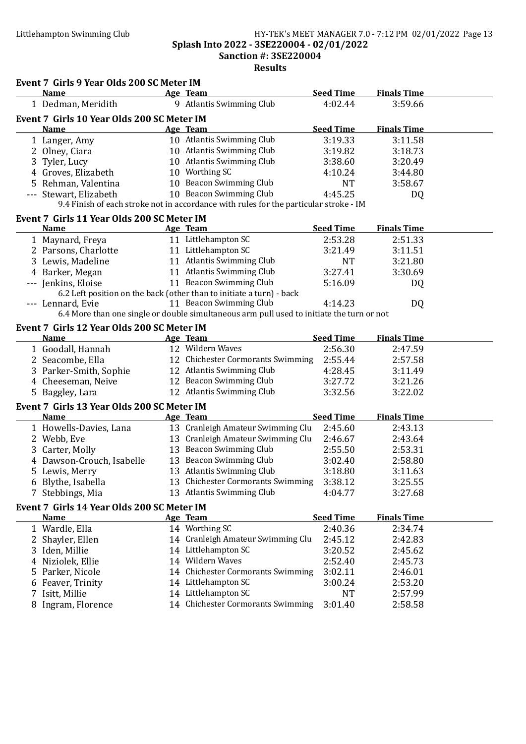Splash Into 2022 - 3SE220004 - 02/01/2022

Sanction #: 3SE220004

Results

### Event 7 Girls 9 Year Olds 200 SC Meter IM

| | Name | Age | Team | Seed Time | Finals Time |
|---|---|---|---|---|---|
| 1 | Dedman, Meridith | 9 | Atlantis Swimming Club | 4:02.44 | 3:59.66 |

### Event 7 Girls 10 Year Olds 200 SC Meter IM

| | Name | Age | Team | Seed Time | Finals Time |
|---|---|---|---|---|---|
| 1 | Langer, Amy | 10 | Atlantis Swimming Club | 3:19.33 | 3:11.58 |
| 2 | Olney, Ciara | 10 | Atlantis Swimming Club | 3:19.82 | 3:18.73 |
| 3 | Tyler, Lucy | 10 | Atlantis Swimming Club | 3:38.60 | 3:20.49 |
| 4 | Groves, Elizabeth | 10 | Worthing SC | 4:10.24 | 3:44.80 |
| 5 | Rehman, Valentina | 10 | Beacon Swimming Club | NT | 3:58.67 |
| --- | Stewart, Elizabeth | 10 | Beacon Swimming Club | 4:45.25 | DQ |

9.4 Finish of each stroke not in accordance with rules for the particular stroke - IM

### Event 7 Girls 11 Year Olds 200 SC Meter IM

| | Name | Age | Team | Seed Time | Finals Time |
|---|---|---|---|---|---|
| 1 | Maynard, Freya | 11 | Littlehampton SC | 2:53.28 | 2:51.33 |
| 2 | Parsons, Charlotte | 11 | Littlehampton SC | 3:21.49 | 3:11.51 |
| 3 | Lewis, Madeline | 11 | Atlantis Swimming Club | NT | 3:21.80 |
| 4 | Barker, Megan | 11 | Atlantis Swimming Club | 3:27.41 | 3:30.69 |
| --- | Jenkins, Eloise | 11 | Beacon Swimming Club | 5:16.09 | DQ |
| --- | Lennard, Evie | 11 | Beacon Swimming Club | 4:14.23 | DQ |

Jenkins, Eloise: 6.2 Left position on the back (other than to initiate a turn) - back

Lennard, Evie: 6.4 More than one single or double simultaneous arm pull used to initiate the turn or not

### Event 7 Girls 12 Year Olds 200 SC Meter IM

| | Name | Age | Team | Seed Time | Finals Time |
|---|---|---|---|---|---|
| 1 | Goodall, Hannah | 12 | Wildern Waves | 2:56.30 | 2:47.59 |
| 2 | Seacombe, Ella | 12 | Chichester Cormorants Swimming | 2:55.44 | 2:57.58 |
| 3 | Parker-Smith, Sophie | 12 | Atlantis Swimming Club | 4:28.45 | 3:11.49 |
| 4 | Cheeseman, Neive | 12 | Beacon Swimming Club | 3:27.72 | 3:21.26 |
| 5 | Baggley, Lara | 12 | Atlantis Swimming Club | 3:32.56 | 3:22.02 |

### Event 7 Girls 13 Year Olds 200 SC Meter IM

| | Name | Age | Team | Seed Time | Finals Time |
|---|---|---|---|---|---|
| 1 | Howells-Davies, Lana | 13 | Cranleigh Amateur Swimming Clu | 2:45.60 | 2:43.13 |
| 2 | Webb, Eve | 13 | Cranleigh Amateur Swimming Clu | 2:46.67 | 2:43.64 |
| 3 | Carter, Molly | 13 | Beacon Swimming Club | 2:55.50 | 2:53.31 |
| 4 | Dawson-Crouch, Isabelle | 13 | Beacon Swimming Club | 3:02.40 | 2:58.80 |
| 5 | Lewis, Merry | 13 | Atlantis Swimming Club | 3:18.80 | 3:11.63 |
| 6 | Blythe, Isabella | 13 | Chichester Cormorants Swimming | 3:38.12 | 3:25.55 |
| 7 | Stebbings, Mia | 13 | Atlantis Swimming Club | 4:04.77 | 3:27.68 |

### Event 7 Girls 14 Year Olds 200 SC Meter IM

| | Name | Age | Team | Seed Time | Finals Time |
|---|---|---|---|---|---|
| 1 | Wardle, Ella | 14 | Worthing SC | 2:40.36 | 2:34.74 |
| 2 | Shayler, Ellen | 14 | Cranleigh Amateur Swimming Clu | 2:45.12 | 2:42.83 |
| 3 | Iden, Millie | 14 | Littlehampton SC | 3:20.52 | 2:45.62 |
| 4 | Niziolek, Ellie | 14 | Wildern Waves | 2:52.40 | 2:45.73 |
| 5 | Parker, Nicole | 14 | Chichester Cormorants Swimming | 3:02.11 | 2:46.01 |
| 6 | Feaver, Trinity | 14 | Littlehampton SC | 3:00.24 | 2:53.20 |
| 7 | Isitt, Millie | 14 | Littlehampton SC | NT | 2:57.99 |
| 8 | Ingram, Florence | 14 | Chichester Cormorants Swimming | 3:01.40 | 2:58.58 |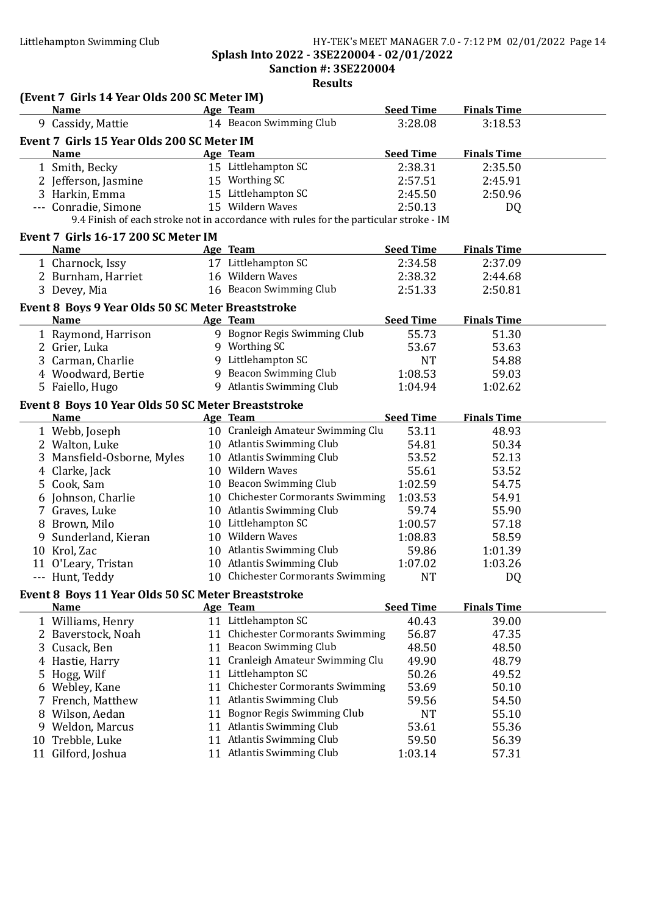Splash Into 2022 - 3SE220004 - 02/01/2022

Sanction #: 3SE220004

Results

### (Event 7 Girls 14 Year Olds 200 SC Meter IM)

| | Name | Age | Team | Seed Time | Finals Time |
|---|---|---|---|---|---|
| 9 | Cassidy, Mattie | 14 | Beacon Swimming Club | 3:28.08 | 3:18.53 |

### Event 7 Girls 15 Year Olds 200 SC Meter IM

| | Name | Age | Team | Seed Time | Finals Time |
|---|---|---|---|---|---|
| 1 | Smith, Becky | 15 | Littlehampton SC | 2:38.31 | 2:35.50 |
| 2 | Jefferson, Jasmine | 15 | Worthing SC | 2:57.51 | 2:45.91 |
| 3 | Harkin, Emma | 15 | Littlehampton SC | 2:45.50 | 2:50.96 |
| --- | Conradie, Simone | 15 | Wildern Waves | 2:50.13 | DQ |

9.4 Finish of each stroke not in accordance with rules for the particular stroke - IM

### Event 7 Girls 16-17 200 SC Meter IM

| | Name | Age | Team | Seed Time | Finals Time |
|---|---|---|---|---|---|
| 1 | Charnock, Issy | 17 | Littlehampton SC | 2:34.58 | 2:37.09 |
| 2 | Burnham, Harriet | 16 | Wildern Waves | 2:38.32 | 2:44.68 |
| 3 | Devey, Mia | 16 | Beacon Swimming Club | 2:51.33 | 2:50.81 |

### Event 8 Boys 9 Year Olds 50 SC Meter Breaststroke

| | Name | Age | Team | Seed Time | Finals Time |
|---|---|---|---|---|---|
| 1 | Raymond, Harrison | 9 | Bognor Regis Swimming Club | 55.73 | 51.30 |
| 2 | Grier, Luka | 9 | Worthing SC | 53.67 | 53.63 |
| 3 | Carman, Charlie | 9 | Littlehampton SC | NT | 54.88 |
| 4 | Woodward, Bertie | 9 | Beacon Swimming Club | 1:08.53 | 59.03 |
| 5 | Faiello, Hugo | 9 | Atlantis Swimming Club | 1:04.94 | 1:02.62 |

### Event 8 Boys 10 Year Olds 50 SC Meter Breaststroke

| | Name | Age | Team | Seed Time | Finals Time |
|---|---|---|---|---|---|
| 1 | Webb, Joseph | 10 | Cranleigh Amateur Swimming Clu | 53.11 | 48.93 |
| 2 | Walton, Luke | 10 | Atlantis Swimming Club | 54.81 | 50.34 |
| 3 | Mansfield-Osborne, Myles | 10 | Atlantis Swimming Club | 53.52 | 52.13 |
| 4 | Clarke, Jack | 10 | Wildern Waves | 55.61 | 53.52 |
| 5 | Cook, Sam | 10 | Beacon Swimming Club | 1:02.59 | 54.75 |
| 6 | Johnson, Charlie | 10 | Chichester Cormorants Swimming | 1:03.53 | 54.91 |
| 7 | Graves, Luke | 10 | Atlantis Swimming Club | 59.74 | 55.90 |
| 8 | Brown, Milo | 10 | Littlehampton SC | 1:00.57 | 57.18 |
| 9 | Sunderland, Kieran | 10 | Wildern Waves | 1:08.83 | 58.59 |
| 10 | Krol, Zac | 10 | Atlantis Swimming Club | 59.86 | 1:01.39 |
| 11 | O'Leary, Tristan | 10 | Atlantis Swimming Club | 1:07.02 | 1:03.26 |
| --- | Hunt, Teddy | 10 | Chichester Cormorants Swimming | NT | DQ |

### Event 8 Boys 11 Year Olds 50 SC Meter Breaststroke

| | Name | Age | Team | Seed Time | Finals Time |
|---|---|---|---|---|---|
| 1 | Williams, Henry | 11 | Littlehampton SC | 40.43 | 39.00 |
| 2 | Baverstock, Noah | 11 | Chichester Cormorants Swimming | 56.87 | 47.35 |
| 3 | Cusack, Ben | 11 | Beacon Swimming Club | 48.50 | 48.50 |
| 4 | Hastie, Harry | 11 | Cranleigh Amateur Swimming Clu | 49.90 | 48.79 |
| 5 | Hogg, Wilf | 11 | Littlehampton SC | 50.26 | 49.52 |
| 6 | Webley, Kane | 11 | Chichester Cormorants Swimming | 53.69 | 50.10 |
| 7 | French, Matthew | 11 | Atlantis Swimming Club | 59.56 | 54.50 |
| 8 | Wilson, Aedan | 11 | Bognor Regis Swimming Club | NT | 55.10 |
| 9 | Weldon, Marcus | 11 | Atlantis Swimming Club | 53.61 | 55.36 |
| 10 | Trebble, Luke | 11 | Atlantis Swimming Club | 59.50 | 56.39 |
| 11 | Gilford, Joshua | 11 | Atlantis Swimming Club | 1:03.14 | 57.31 |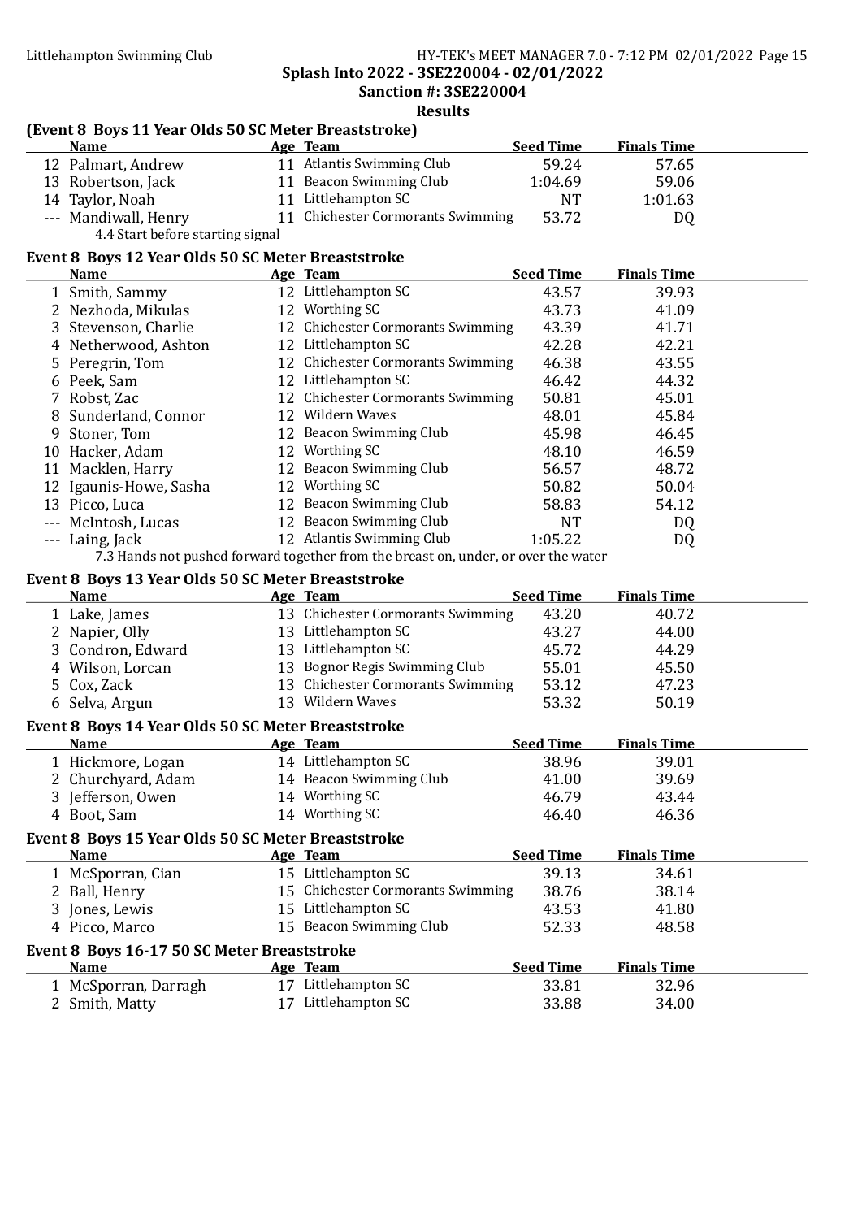**Splash Into 2022 - 3SE220004 - 02/01/2022**

**Sanction #: 3SE220004**

**Results**

### (Event 8 Boys 11 Year Olds 50 SC Meter Breaststroke)

| | Name | Age | Team | Seed Time | Finals Time |
|---|---|---|---|---|---|
| 12 | Palmart, Andrew | 11 | Atlantis Swimming Club | 59.24 | 57.65 |
| 13 | Robertson, Jack | 11 | Beacon Swimming Club | 1:04.69 | 59.06 |
| 14 | Taylor, Noah | 11 | Littlehampton SC | NT | 1:01.63 |
| --- | Mandiwall, Henry | 11 | Chichester Cormorants Swimming | 53.72 | DQ |

4.4 Start before starting signal

### Event 8 Boys 12 Year Olds 50 SC Meter Breaststroke

| | Name | Age | Team | Seed Time | Finals Time |
|---|---|---|---|---|---|
| 1 | Smith, Sammy | 12 | Littlehampton SC | 43.57 | 39.93 |
| 2 | Nezhoda, Mikulas | 12 | Worthing SC | 43.73 | 41.09 |
| 3 | Stevenson, Charlie | 12 | Chichester Cormorants Swimming | 43.39 | 41.71 |
| 4 | Netherwood, Ashton | 12 | Littlehampton SC | 42.28 | 42.21 |
| 5 | Peregrin, Tom | 12 | Chichester Cormorants Swimming | 46.38 | 43.55 |
| 6 | Peek, Sam | 12 | Littlehampton SC | 46.42 | 44.32 |
| 7 | Robst, Zac | 12 | Chichester Cormorants Swimming | 50.81 | 45.01 |
| 8 | Sunderland, Connor | 12 | Wildern Waves | 48.01 | 45.84 |
| 9 | Stoner, Tom | 12 | Beacon Swimming Club | 45.98 | 46.45 |
| 10 | Hacker, Adam | 12 | Worthing SC | 48.10 | 46.59 |
| 11 | Macklen, Harry | 12 | Beacon Swimming Club | 56.57 | 48.72 |
| 12 | Igaunis-Howe, Sasha | 12 | Worthing SC | 50.82 | 50.04 |
| 13 | Picco, Luca | 12 | Beacon Swimming Club | 58.83 | 54.12 |
| --- | McIntosh, Lucas | 12 | Beacon Swimming Club | NT | DQ |
| --- | Laing, Jack | 12 | Atlantis Swimming Club | 1:05.22 | DQ |

7.3 Hands not pushed forward together from the breast on, under, or over the water

### Event 8 Boys 13 Year Olds 50 SC Meter Breaststroke

| | Name | Age | Team | Seed Time | Finals Time |
|---|---|---|---|---|---|
| 1 | Lake, James | 13 | Chichester Cormorants Swimming | 43.20 | 40.72 |
| 2 | Napier, Olly | 13 | Littlehampton SC | 43.27 | 44.00 |
| 3 | Condron, Edward | 13 | Littlehampton SC | 45.72 | 44.29 |
| 4 | Wilson, Lorcan | 13 | Bognor Regis Swimming Club | 55.01 | 45.50 |
| 5 | Cox, Zack | 13 | Chichester Cormorants Swimming | 53.12 | 47.23 |
| 6 | Selva, Argun | 13 | Wildern Waves | 53.32 | 50.19 |

### Event 8 Boys 14 Year Olds 50 SC Meter Breaststroke

| | Name | Age | Team | Seed Time | Finals Time |
|---|---|---|---|---|---|
| 1 | Hickmore, Logan | 14 | Littlehampton SC | 38.96 | 39.01 |
| 2 | Churchyard, Adam | 14 | Beacon Swimming Club | 41.00 | 39.69 |
| 3 | Jefferson, Owen | 14 | Worthing SC | 46.79 | 43.44 |
| 4 | Boot, Sam | 14 | Worthing SC | 46.40 | 46.36 |

### Event 8 Boys 15 Year Olds 50 SC Meter Breaststroke

| | Name | Age | Team | Seed Time | Finals Time |
|---|---|---|---|---|---|
| 1 | McSporran, Cian | 15 | Littlehampton SC | 39.13 | 34.61 |
| 2 | Ball, Henry | 15 | Chichester Cormorants Swimming | 38.76 | 38.14 |
| 3 | Jones, Lewis | 15 | Littlehampton SC | 43.53 | 41.80 |
| 4 | Picco, Marco | 15 | Beacon Swimming Club | 52.33 | 48.58 |

### Event 8 Boys 16-17 50 SC Meter Breaststroke

| | Name | Age | Team | Seed Time | Finals Time |
|---|---|---|---|---|---|
| 1 | McSporran, Darragh | 17 | Littlehampton SC | 33.81 | 32.96 |
| 2 | Smith, Matty | 17 | Littlehampton SC | 33.88 | 34.00 |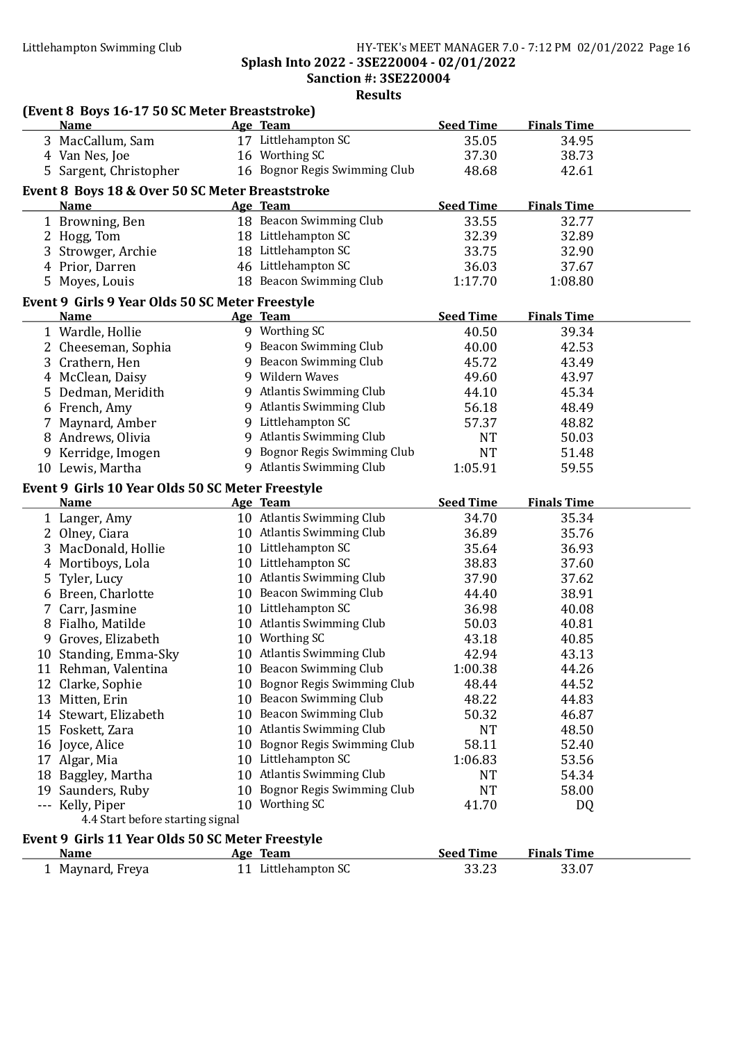## Splash Into 2022 - 3SE220004 - 02/01/2022

**Sanction #: 3SE220004**

**Results**

### (Event 8 Boys 16-17 50 SC Meter Breaststroke)

| | Name | Age | Team | Seed Time | Finals Time |
|---|---|---|---|---|---|
| 3 | MacCallum, Sam | 17 | Littlehampton SC | 35.05 | 34.95 |
| 4 | Van Nes, Joe | 16 | Worthing SC | 37.30 | 38.73 |
| 5 | Sargent, Christopher | 16 | Bognor Regis Swimming Club | 48.68 | 42.61 |

### Event 8 Boys 18 & Over 50 SC Meter Breaststroke

| | Name | Age | Team | Seed Time | Finals Time |
|---|---|---|---|---|---|
| 1 | Browning, Ben | 18 | Beacon Swimming Club | 33.55 | 32.77 |
| 2 | Hogg, Tom | 18 | Littlehampton SC | 32.39 | 32.89 |
| 3 | Strowger, Archie | 18 | Littlehampton SC | 33.75 | 32.90 |
| 4 | Prior, Darren | 46 | Littlehampton SC | 36.03 | 37.67 |
| 5 | Moyes, Louis | 18 | Beacon Swimming Club | 1:17.70 | 1:08.80 |

### Event 9 Girls 9 Year Olds 50 SC Meter Freestyle

| | Name | Age | Team | Seed Time | Finals Time |
|---|---|---|---|---|---|
| 1 | Wardle, Hollie | 9 | Worthing SC | 40.50 | 39.34 |
| 2 | Cheeseman, Sophia | 9 | Beacon Swimming Club | 40.00 | 42.53 |
| 3 | Crathern, Hen | 9 | Beacon Swimming Club | 45.72 | 43.49 |
| 4 | McClean, Daisy | 9 | Wildern Waves | 49.60 | 43.97 |
| 5 | Dedman, Meridith | 9 | Atlantis Swimming Club | 44.10 | 45.34 |
| 6 | French, Amy | 9 | Atlantis Swimming Club | 56.18 | 48.49 |
| 7 | Maynard, Amber | 9 | Littlehampton SC | 57.37 | 48.82 |
| 8 | Andrews, Olivia | 9 | Atlantis Swimming Club | NT | 50.03 |
| 9 | Kerridge, Imogen | 9 | Bognor Regis Swimming Club | NT | 51.48 |
| 10 | Lewis, Martha | 9 | Atlantis Swimming Club | 1:05.91 | 59.55 |

### Event 9 Girls 10 Year Olds 50 SC Meter Freestyle

| | Name | Age | Team | Seed Time | Finals Time |
|---|---|---|---|---|---|
| 1 | Langer, Amy | 10 | Atlantis Swimming Club | 34.70 | 35.34 |
| 2 | Olney, Ciara | 10 | Atlantis Swimming Club | 36.89 | 35.76 |
| 3 | MacDonald, Hollie | 10 | Littlehampton SC | 35.64 | 36.93 |
| 4 | Mortiboys, Lola | 10 | Littlehampton SC | 38.83 | 37.60 |
| 5 | Tyler, Lucy | 10 | Atlantis Swimming Club | 37.90 | 37.62 |
| 6 | Breen, Charlotte | 10 | Beacon Swimming Club | 44.40 | 38.91 |
| 7 | Carr, Jasmine | 10 | Littlehampton SC | 36.98 | 40.08 |
| 8 | Fialho, Matilde | 10 | Atlantis Swimming Club | 50.03 | 40.81 |
| 9 | Groves, Elizabeth | 10 | Worthing SC | 43.18 | 40.85 |
| 10 | Standing, Emma-Sky | 10 | Atlantis Swimming Club | 42.94 | 43.13 |
| 11 | Rehman, Valentina | 10 | Beacon Swimming Club | 1:00.38 | 44.26 |
| 12 | Clarke, Sophie | 10 | Bognor Regis Swimming Club | 48.44 | 44.52 |
| 13 | Mitten, Erin | 10 | Beacon Swimming Club | 48.22 | 44.83 |
| 14 | Stewart, Elizabeth | 10 | Beacon Swimming Club | 50.32 | 46.87 |
| 15 | Foskett, Zara | 10 | Atlantis Swimming Club | NT | 48.50 |
| 16 | Joyce, Alice | 10 | Bognor Regis Swimming Club | 58.11 | 52.40 |
| 17 | Algar, Mia | 10 | Littlehampton SC | 1:06.83 | 53.56 |
| 18 | Baggley, Martha | 10 | Atlantis Swimming Club | NT | 54.34 |
| 19 | Saunders, Ruby | 10 | Bognor Regis Swimming Club | NT | 58.00 |
| --- | Kelly, Piper | 10 | Worthing SC | 41.70 | DQ |

4.4 Start before starting signal

### Event 9 Girls 11 Year Olds 50 SC Meter Freestyle

| | Name | Age | Team | Seed Time | Finals Time |
|---|---|---|---|---|---|
| 1 | Maynard, Freya | 11 | Littlehampton SC | 33.23 | 33.07 |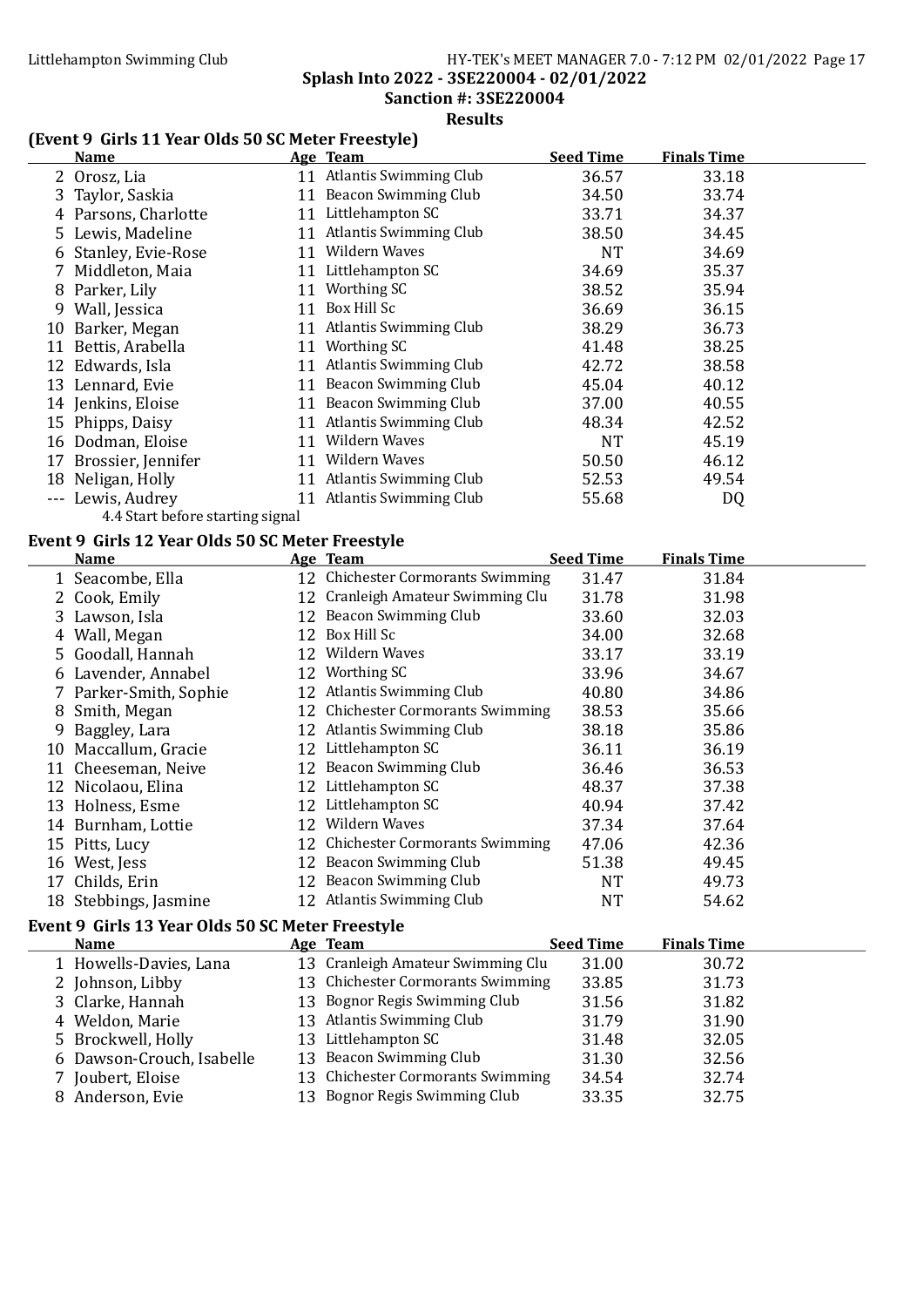Splash Into 2022 - 3SE220004 - 02/01/2022

Sanction #: 3SE220004

Results

### (Event 9 Girls 11 Year Olds 50 SC Meter Freestyle)

| | Name | Age | Team | Seed Time | Finals Time |
|---|---|---|---|---|---|
| 2 | Orosz, Lia | 11 | Atlantis Swimming Club | 36.57 | 33.18 |
| 3 | Taylor, Saskia | 11 | Beacon Swimming Club | 34.50 | 33.74 |
| 4 | Parsons, Charlotte | 11 | Littlehampton SC | 33.71 | 34.37 |
| 5 | Lewis, Madeline | 11 | Atlantis Swimming Club | 38.50 | 34.45 |
| 6 | Stanley, Evie-Rose | 11 | Wildern Waves | NT | 34.69 |
| 7 | Middleton, Maia | 11 | Littlehampton SC | 34.69 | 35.37 |
| 8 | Parker, Lily | 11 | Worthing SC | 38.52 | 35.94 |
| 9 | Wall, Jessica | 11 | Box Hill Sc | 36.69 | 36.15 |
| 10 | Barker, Megan | 11 | Atlantis Swimming Club | 38.29 | 36.73 |
| 11 | Bettis, Arabella | 11 | Worthing SC | 41.48 | 38.25 |
| 12 | Edwards, Isla | 11 | Atlantis Swimming Club | 42.72 | 38.58 |
| 13 | Lennard, Evie | 11 | Beacon Swimming Club | 45.04 | 40.12 |
| 14 | Jenkins, Eloise | 11 | Beacon Swimming Club | 37.00 | 40.55 |
| 15 | Phipps, Daisy | 11 | Atlantis Swimming Club | 48.34 | 42.52 |
| 16 | Dodman, Eloise | 11 | Wildern Waves | NT | 45.19 |
| 17 | Brossier, Jennifer | 11 | Wildern Waves | 50.50 | 46.12 |
| 18 | Neligan, Holly | 11 | Atlantis Swimming Club | 52.53 | 49.54 |
| --- | Lewis, Audrey | 11 | Atlantis Swimming Club | 55.68 | DQ |

4.4 Start before starting signal

### Event 9 Girls 12 Year Olds 50 SC Meter Freestyle

| | Name | Age | Team | Seed Time | Finals Time |
|---|---|---|---|---|---|
| 1 | Seacombe, Ella | 12 | Chichester Cormorants Swimming | 31.47 | 31.84 |
| 2 | Cook, Emily | 12 | Cranleigh Amateur Swimming Clu | 31.78 | 31.98 |
| 3 | Lawson, Isla | 12 | Beacon Swimming Club | 33.60 | 32.03 |
| 4 | Wall, Megan | 12 | Box Hill Sc | 34.00 | 32.68 |
| 5 | Goodall, Hannah | 12 | Wildern Waves | 33.17 | 33.19 |
| 6 | Lavender, Annabel | 12 | Worthing SC | 33.96 | 34.67 |
| 7 | Parker-Smith, Sophie | 12 | Atlantis Swimming Club | 40.80 | 34.86 |
| 8 | Smith, Megan | 12 | Chichester Cormorants Swimming | 38.53 | 35.66 |
| 9 | Baggley, Lara | 12 | Atlantis Swimming Club | 38.18 | 35.86 |
| 10 | Maccallum, Gracie | 12 | Littlehampton SC | 36.11 | 36.19 |
| 11 | Cheeseman, Neive | 12 | Beacon Swimming Club | 36.46 | 36.53 |
| 12 | Nicolaou, Elina | 12 | Littlehampton SC | 48.37 | 37.38 |
| 13 | Holness, Esme | 12 | Littlehampton SC | 40.94 | 37.42 |
| 14 | Burnham, Lottie | 12 | Wildern Waves | 37.34 | 37.64 |
| 15 | Pitts, Lucy | 12 | Chichester Cormorants Swimming | 47.06 | 42.36 |
| 16 | West, Jess | 12 | Beacon Swimming Club | 51.38 | 49.45 |
| 17 | Childs, Erin | 12 | Beacon Swimming Club | NT | 49.73 |
| 18 | Stebbings, Jasmine | 12 | Atlantis Swimming Club | NT | 54.62 |

### Event 9 Girls 13 Year Olds 50 SC Meter Freestyle

| | Name | Age | Team | Seed Time | Finals Time |
|---|---|---|---|---|---|
| 1 | Howells-Davies, Lana | 13 | Cranleigh Amateur Swimming Clu | 31.00 | 30.72 |
| 2 | Johnson, Libby | 13 | Chichester Cormorants Swimming | 33.85 | 31.73 |
| 3 | Clarke, Hannah | 13 | Bognor Regis Swimming Club | 31.56 | 31.82 |
| 4 | Weldon, Marie | 13 | Atlantis Swimming Club | 31.79 | 31.90 |
| 5 | Brockwell, Holly | 13 | Littlehampton SC | 31.48 | 32.05 |
| 6 | Dawson-Crouch, Isabelle | 13 | Beacon Swimming Club | 31.30 | 32.56 |
| 7 | Joubert, Eloise | 13 | Chichester Cormorants Swimming | 34.54 | 32.74 |
| 8 | Anderson, Evie | 13 | Bognor Regis Swimming Club | 33.35 | 32.75 |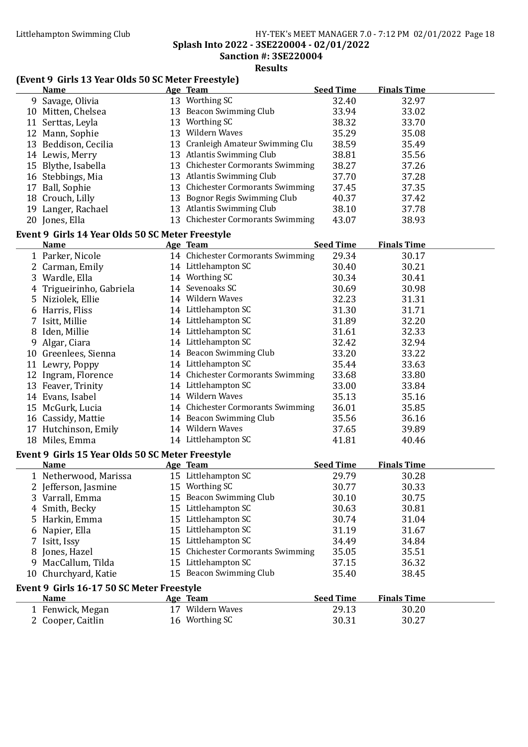## Splash Into 2022 - 3SE220004 - 02/01/2022

### Sanction #: 3SE220004

### Results

### (Event 9 Girls 13 Year Olds 50 SC Meter Freestyle)

| | Name | Age | Team | Seed Time | Finals Time |
|---|---|---|---|---|---|
| 9 | Savage, Olivia | 13 | Worthing SC | 32.40 | 32.97 |
| 10 | Mitten, Chelsea | 13 | Beacon Swimming Club | 33.94 | 33.02 |
| 11 | Serttas, Leyla | 13 | Worthing SC | 38.32 | 33.70 |
| 12 | Mann, Sophie | 13 | Wildern Waves | 35.29 | 35.08 |
| 13 | Beddison, Cecilia | 13 | Cranleigh Amateur Swimming Clu | 38.59 | 35.49 |
| 14 | Lewis, Merry | 13 | Atlantis Swimming Club | 38.81 | 35.56 |
| 15 | Blythe, Isabella | 13 | Chichester Cormorants Swimming | 38.27 | 37.26 |
| 16 | Stebbings, Mia | 13 | Atlantis Swimming Club | 37.70 | 37.28 |
| 17 | Ball, Sophie | 13 | Chichester Cormorants Swimming | 37.45 | 37.35 |
| 18 | Crouch, Lilly | 13 | Bognor Regis Swimming Club | 40.37 | 37.42 |
| 19 | Langer, Rachael | 13 | Atlantis Swimming Club | 38.10 | 37.78 |
| 20 | Jones, Ella | 13 | Chichester Cormorants Swimming | 43.07 | 38.93 |

### Event 9 Girls 14 Year Olds 50 SC Meter Freestyle

| | Name | Age | Team | Seed Time | Finals Time |
|---|---|---|---|---|---|
| 1 | Parker, Nicole | 14 | Chichester Cormorants Swimming | 29.34 | 30.17 |
| 2 | Carman, Emily | 14 | Littlehampton SC | 30.40 | 30.21 |
| 3 | Wardle, Ella | 14 | Worthing SC | 30.34 | 30.41 |
| 4 | Trigueirinho, Gabriela | 14 | Sevenoaks SC | 30.69 | 30.98 |
| 5 | Niziolek, Ellie | 14 | Wildern Waves | 32.23 | 31.31 |
| 6 | Harris, Fliss | 14 | Littlehampton SC | 31.30 | 31.71 |
| 7 | Isitt, Millie | 14 | Littlehampton SC | 31.89 | 32.20 |
| 8 | Iden, Millie | 14 | Littlehampton SC | 31.61 | 32.33 |
| 9 | Algar, Ciara | 14 | Littlehampton SC | 32.42 | 32.94 |
| 10 | Greenlees, Sienna | 14 | Beacon Swimming Club | 33.20 | 33.22 |
| 11 | Lewry, Poppy | 14 | Littlehampton SC | 35.44 | 33.63 |
| 12 | Ingram, Florence | 14 | Chichester Cormorants Swimming | 33.68 | 33.80 |
| 13 | Feaver, Trinity | 14 | Littlehampton SC | 33.00 | 33.84 |
| 14 | Evans, Isabel | 14 | Wildern Waves | 35.13 | 35.16 |
| 15 | McGurk, Lucia | 14 | Chichester Cormorants Swimming | 36.01 | 35.85 |
| 16 | Cassidy, Mattie | 14 | Beacon Swimming Club | 35.56 | 36.16 |
| 17 | Hutchinson, Emily | 14 | Wildern Waves | 37.65 | 39.89 |
| 18 | Miles, Emma | 14 | Littlehampton SC | 41.81 | 40.46 |

### Event 9 Girls 15 Year Olds 50 SC Meter Freestyle

| | Name | Age | Team | Seed Time | Finals Time |
|---|---|---|---|---|---|
| 1 | Netherwood, Marissa | 15 | Littlehampton SC | 29.79 | 30.28 |
| 2 | Jefferson, Jasmine | 15 | Worthing SC | 30.77 | 30.33 |
| 3 | Varrall, Emma | 15 | Beacon Swimming Club | 30.10 | 30.75 |
| 4 | Smith, Becky | 15 | Littlehampton SC | 30.63 | 30.81 |
| 5 | Harkin, Emma | 15 | Littlehampton SC | 30.74 | 31.04 |
| 6 | Napier, Ella | 15 | Littlehampton SC | 31.19 | 31.67 |
| 7 | Isitt, Issy | 15 | Littlehampton SC | 34.49 | 34.84 |
| 8 | Jones, Hazel | 15 | Chichester Cormorants Swimming | 35.05 | 35.51 |
| 9 | MacCallum, Tilda | 15 | Littlehampton SC | 37.15 | 36.32 |
| 10 | Churchyard, Katie | 15 | Beacon Swimming Club | 35.40 | 38.45 |

### Event 9 Girls 16-17 50 SC Meter Freestyle

| | Name | Age | Team | Seed Time | Finals Time |
|---|---|---|---|---|---|
| 1 | Fenwick, Megan | 17 | Wildern Waves | 29.13 | 30.20 |
| 2 | Cooper, Caitlin | 16 | Worthing SC | 30.31 | 30.27 |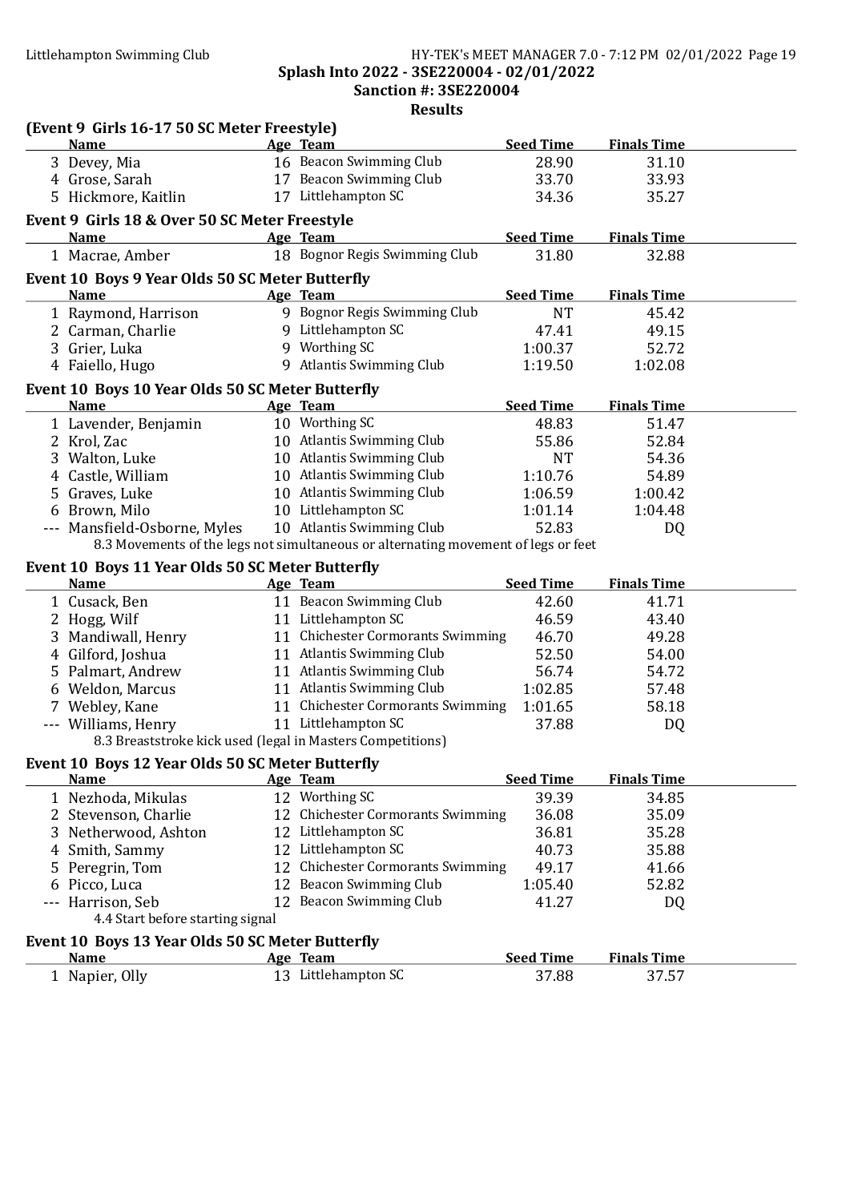Splash Into 2022 - 3SE220004 - 02/01/2022

Sanction #: 3SE220004

Results

### (Event 9 Girls 16-17 50 SC Meter Freestyle)

| | Name | Age | Team | Seed Time | Finals Time |
|---|---|---|---|---|---|
| 3 | Devey, Mia | 16 | Beacon Swimming Club | 28.90 | 31.10 |
| 4 | Grose, Sarah | 17 | Beacon Swimming Club | 33.70 | 33.93 |
| 5 | Hickmore, Kaitlin | 17 | Littlehampton SC | 34.36 | 35.27 |

### Event 9 Girls 18 & Over 50 SC Meter Freestyle

| | Name | Age | Team | Seed Time | Finals Time |
|---|---|---|---|---|---|
| 1 | Macrae, Amber | 18 | Bognor Regis Swimming Club | 31.80 | 32.88 |

### Event 10 Boys 9 Year Olds 50 SC Meter Butterfly

| | Name | Age | Team | Seed Time | Finals Time |
|---|---|---|---|---|---|
| 1 | Raymond, Harrison | 9 | Bognor Regis Swimming Club | NT | 45.42 |
| 2 | Carman, Charlie | 9 | Littlehampton SC | 47.41 | 49.15 |
| 3 | Grier, Luka | 9 | Worthing SC | 1:00.37 | 52.72 |
| 4 | Faiello, Hugo | 9 | Atlantis Swimming Club | 1:19.50 | 1:02.08 |

### Event 10 Boys 10 Year Olds 50 SC Meter Butterfly

| | Name | Age | Team | Seed Time | Finals Time |
|---|---|---|---|---|---|
| 1 | Lavender, Benjamin | 10 | Worthing SC | 48.83 | 51.47 |
| 2 | Krol, Zac | 10 | Atlantis Swimming Club | 55.86 | 52.84 |
| 3 | Walton, Luke | 10 | Atlantis Swimming Club | NT | 54.36 |
| 4 | Castle, William | 10 | Atlantis Swimming Club | 1:10.76 | 54.89 |
| 5 | Graves, Luke | 10 | Atlantis Swimming Club | 1:06.59 | 1:00.42 |
| 6 | Brown, Milo | 10 | Littlehampton SC | 1:01.14 | 1:04.48 |
| --- | Mansfield-Osborne, Myles | 10 | Atlantis Swimming Club | 52.83 | DQ |

8.3 Movements of the legs not simultaneous or alternating movement of legs or feet

### Event 10 Boys 11 Year Olds 50 SC Meter Butterfly

| | Name | Age | Team | Seed Time | Finals Time |
|---|---|---|---|---|---|
| 1 | Cusack, Ben | 11 | Beacon Swimming Club | 42.60 | 41.71 |
| 2 | Hogg, Wilf | 11 | Littlehampton SC | 46.59 | 43.40 |
| 3 | Mandiwall, Henry | 11 | Chichester Cormorants Swimming | 46.70 | 49.28 |
| 4 | Gilford, Joshua | 11 | Atlantis Swimming Club | 52.50 | 54.00 |
| 5 | Palmart, Andrew | 11 | Atlantis Swimming Club | 56.74 | 54.72 |
| 6 | Weldon, Marcus | 11 | Atlantis Swimming Club | 1:02.85 | 57.48 |
| 7 | Webley, Kane | 11 | Chichester Cormorants Swimming | 1:01.65 | 58.18 |
| --- | Williams, Henry | 11 | Littlehampton SC | 37.88 | DQ |

8.3 Breaststroke kick used (legal in Masters Competitions)

### Event 10 Boys 12 Year Olds 50 SC Meter Butterfly

| | Name | Age | Team | Seed Time | Finals Time |
|---|---|---|---|---|---|
| 1 | Nezhoda, Mikulas | 12 | Worthing SC | 39.39 | 34.85 |
| 2 | Stevenson, Charlie | 12 | Chichester Cormorants Swimming | 36.08 | 35.09 |
| 3 | Netherwood, Ashton | 12 | Littlehampton SC | 36.81 | 35.28 |
| 4 | Smith, Sammy | 12 | Littlehampton SC | 40.73 | 35.88 |
| 5 | Peregrin, Tom | 12 | Chichester Cormorants Swimming | 49.17 | 41.66 |
| 6 | Picco, Luca | 12 | Beacon Swimming Club | 1:05.40 | 52.82 |
| --- | Harrison, Seb | 12 | Beacon Swimming Club | 41.27 | DQ |

4.4 Start before starting signal

### Event 10 Boys 13 Year Olds 50 SC Meter Butterfly

| | Name | Age | Team | Seed Time | Finals Time |
|---|---|---|---|---|---|
| 1 | Napier, Olly | 13 | Littlehampton SC | 37.88 | 37.57 |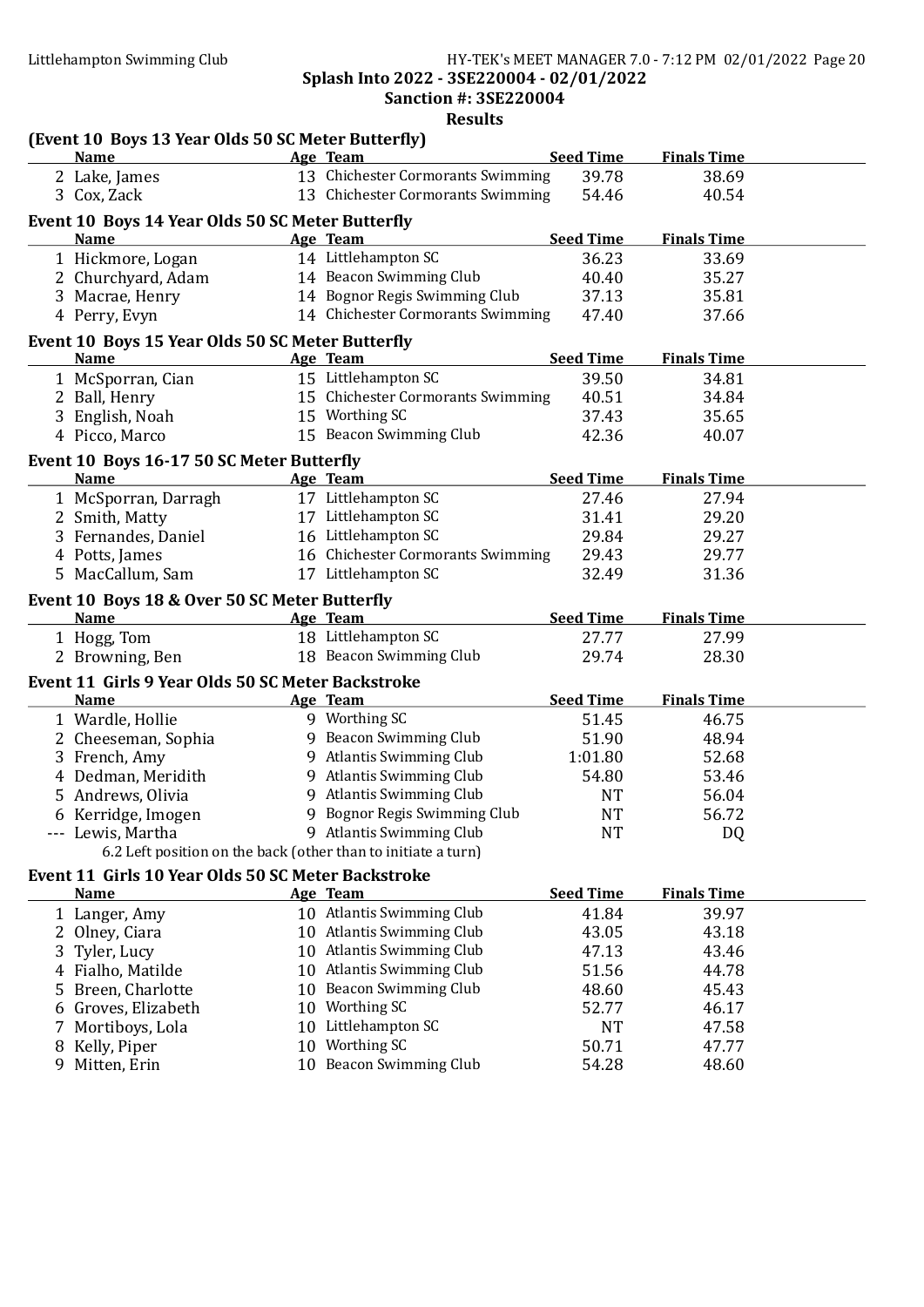Splash Into 2022 - 3SE220004 - 02/01/2022

Sanction #: 3SE220004

Results

### (Event 10 Boys 13 Year Olds 50 SC Meter Butterfly)

| | Name | Age | Team | Seed Time | Finals Time |
|---|---|---|---|---|---|
| 2 | Lake, James | 13 | Chichester Cormorants Swimming | 39.78 | 38.69 |
| 3 | Cox, Zack | 13 | Chichester Cormorants Swimming | 54.46 | 40.54 |

### Event 10 Boys 14 Year Olds 50 SC Meter Butterfly

| | Name | Age | Team | Seed Time | Finals Time |
|---|---|---|---|---|---|
| 1 | Hickmore, Logan | 14 | Littlehampton SC | 36.23 | 33.69 |
| 2 | Churchyard, Adam | 14 | Beacon Swimming Club | 40.40 | 35.27 |
| 3 | Macrae, Henry | 14 | Bognor Regis Swimming Club | 37.13 | 35.81 |
| 4 | Perry, Evyn | 14 | Chichester Cormorants Swimming | 47.40 | 37.66 |

### Event 10 Boys 15 Year Olds 50 SC Meter Butterfly

| | Name | Age | Team | Seed Time | Finals Time |
|---|---|---|---|---|---|
| 1 | McSporran, Cian | 15 | Littlehampton SC | 39.50 | 34.81 |
| 2 | Ball, Henry | 15 | Chichester Cormorants Swimming | 40.51 | 34.84 |
| 3 | English, Noah | 15 | Worthing SC | 37.43 | 35.65 |
| 4 | Picco, Marco | 15 | Beacon Swimming Club | 42.36 | 40.07 |

### Event 10 Boys 16-17 50 SC Meter Butterfly

| | Name | Age | Team | Seed Time | Finals Time |
|---|---|---|---|---|---|
| 1 | McSporran, Darragh | 17 | Littlehampton SC | 27.46 | 27.94 |
| 2 | Smith, Matty | 17 | Littlehampton SC | 31.41 | 29.20 |
| 3 | Fernandes, Daniel | 16 | Littlehampton SC | 29.84 | 29.27 |
| 4 | Potts, James | 16 | Chichester Cormorants Swimming | 29.43 | 29.77 |
| 5 | MacCallum, Sam | 17 | Littlehampton SC | 32.49 | 31.36 |

### Event 10 Boys 18 & Over 50 SC Meter Butterfly

| | Name | Age | Team | Seed Time | Finals Time |
|---|---|---|---|---|---|
| 1 | Hogg, Tom | 18 | Littlehampton SC | 27.77 | 27.99 |
| 2 | Browning, Ben | 18 | Beacon Swimming Club | 29.74 | 28.30 |

### Event 11 Girls 9 Year Olds 50 SC Meter Backstroke

| | Name | Age | Team | Seed Time | Finals Time |
|---|---|---|---|---|---|
| 1 | Wardle, Hollie | 9 | Worthing SC | 51.45 | 46.75 |
| 2 | Cheeseman, Sophia | 9 | Beacon Swimming Club | 51.90 | 48.94 |
| 3 | French, Amy | 9 | Atlantis Swimming Club | 1:01.80 | 52.68 |
| 4 | Dedman, Meridith | 9 | Atlantis Swimming Club | 54.80 | 53.46 |
| 5 | Andrews, Olivia | 9 | Atlantis Swimming Club | NT | 56.04 |
| 6 | Kerridge, Imogen | 9 | Bognor Regis Swimming Club | NT | 56.72 |
| --- | Lewis, Martha | 9 | Atlantis Swimming Club | NT | DQ |

6.2 Left position on the back (other than to initiate a turn)

### Event 11 Girls 10 Year Olds 50 SC Meter Backstroke

| | Name | Age | Team | Seed Time | Finals Time |
|---|---|---|---|---|---|
| 1 | Langer, Amy | 10 | Atlantis Swimming Club | 41.84 | 39.97 |
| 2 | Olney, Ciara | 10 | Atlantis Swimming Club | 43.05 | 43.18 |
| 3 | Tyler, Lucy | 10 | Atlantis Swimming Club | 47.13 | 43.46 |
| 4 | Fialho, Matilde | 10 | Atlantis Swimming Club | 51.56 | 44.78 |
| 5 | Breen, Charlotte | 10 | Beacon Swimming Club | 48.60 | 45.43 |
| 6 | Groves, Elizabeth | 10 | Worthing SC | 52.77 | 46.17 |
| 7 | Mortiboys, Lola | 10 | Littlehampton SC | NT | 47.58 |
| 8 | Kelly, Piper | 10 | Worthing SC | 50.71 | 47.77 |
| 9 | Mitten, Erin | 10 | Beacon Swimming Club | 54.28 | 48.60 |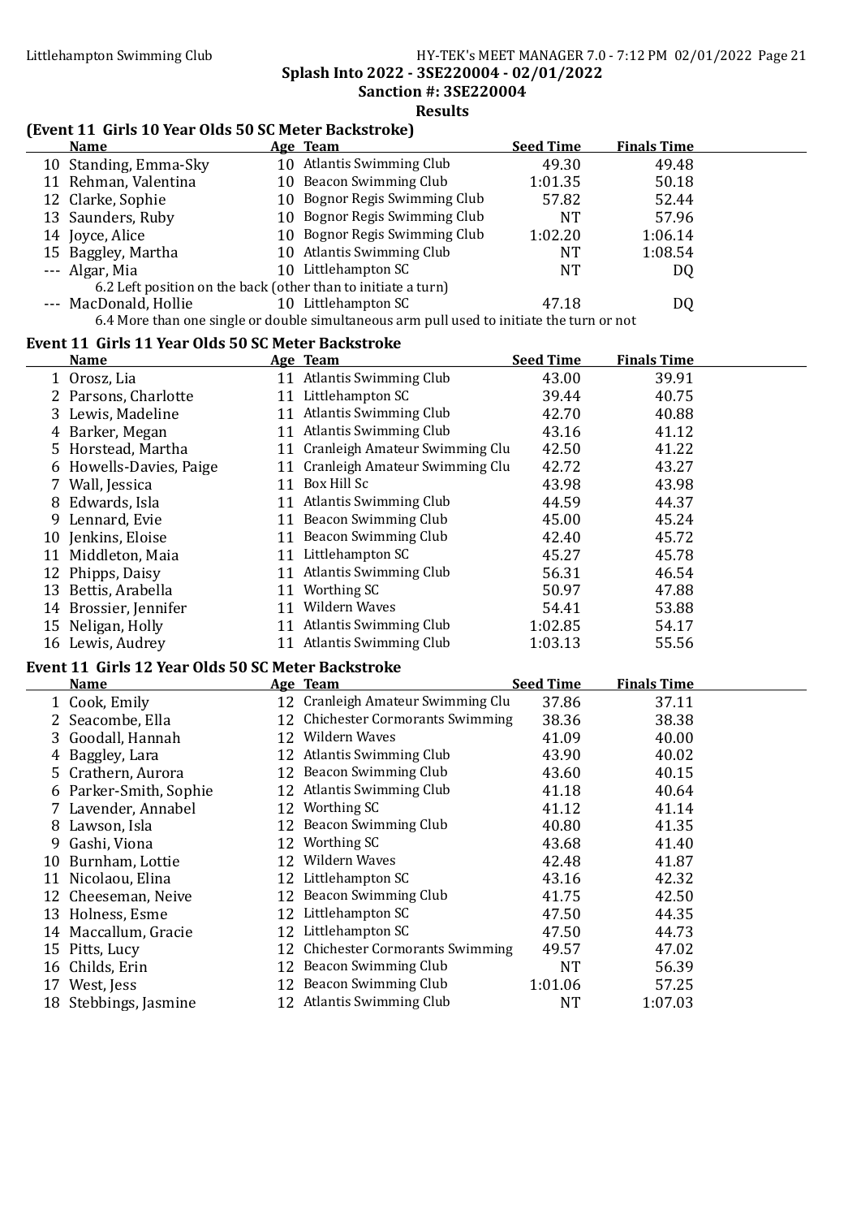Littlehampton Swimming Club

**Splash Into 2022 - 3SE220004 - 02/01/2022**

**Sanction #: 3SE220004**

**Results**

### (Event 11 Girls 10 Year Olds 50 SC Meter Backstroke)

| | Name | Age | Team | Seed Time | Finals Time |
|---|---|---|---|---|---|
| 10 | Standing, Emma-Sky | 10 | Atlantis Swimming Club | 49.30 | 49.48 |
| 11 | Rehman, Valentina | 10 | Beacon Swimming Club | 1:01.35 | 50.18 |
| 12 | Clarke, Sophie | 10 | Bognor Regis Swimming Club | 57.82 | 52.44 |
| 13 | Saunders, Ruby | 10 | Bognor Regis Swimming Club | NT | 57.96 |
| 14 | Joyce, Alice | 10 | Bognor Regis Swimming Club | 1:02.20 | 1:06.14 |
| 15 | Baggley, Martha | 10 | Atlantis Swimming Club | NT | 1:08.54 |
| --- | Algar, Mia | 10 | Littlehampton SC | NT | DQ |
| | 6.2 Left position on the back (other than to initiate a turn) | | | | |
| --- | MacDonald, Hollie | 10 | Littlehampton SC | 47.18 | DQ |
| | 6.4 More than one single or double simultaneous arm pull used to initiate the turn or not | | | | |

### Event 11 Girls 11 Year Olds 50 SC Meter Backstroke

| | Name | Age | Team | Seed Time | Finals Time |
|---|---|---|---|---|---|
| 1 | Orosz, Lia | 11 | Atlantis Swimming Club | 43.00 | 39.91 |
| 2 | Parsons, Charlotte | 11 | Littlehampton SC | 39.44 | 40.75 |
| 3 | Lewis, Madeline | 11 | Atlantis Swimming Club | 42.70 | 40.88 |
| 4 | Barker, Megan | 11 | Atlantis Swimming Club | 43.16 | 41.12 |
| 5 | Horstead, Martha | 11 | Cranleigh Amateur Swimming Clu | 42.50 | 41.22 |
| 6 | Howells-Davies, Paige | 11 | Cranleigh Amateur Swimming Clu | 42.72 | 43.27 |
| 7 | Wall, Jessica | 11 | Box Hill Sc | 43.98 | 43.98 |
| 8 | Edwards, Isla | 11 | Atlantis Swimming Club | 44.59 | 44.37 |
| 9 | Lennard, Evie | 11 | Beacon Swimming Club | 45.00 | 45.24 |
| 10 | Jenkins, Eloise | 11 | Beacon Swimming Club | 42.40 | 45.72 |
| 11 | Middleton, Maia | 11 | Littlehampton SC | 45.27 | 45.78 |
| 12 | Phipps, Daisy | 11 | Atlantis Swimming Club | 56.31 | 46.54 |
| 13 | Bettis, Arabella | 11 | Worthing SC | 50.97 | 47.88 |
| 14 | Brossier, Jennifer | 11 | Wildern Waves | 54.41 | 53.88 |
| 15 | Neligan, Holly | 11 | Atlantis Swimming Club | 1:02.85 | 54.17 |
| 16 | Lewis, Audrey | 11 | Atlantis Swimming Club | 1:03.13 | 55.56 |

### Event 11 Girls 12 Year Olds 50 SC Meter Backstroke

| | Name | Age | Team | Seed Time | Finals Time |
|---|---|---|---|---|---|
| 1 | Cook, Emily | 12 | Cranleigh Amateur Swimming Clu | 37.86 | 37.11 |
| 2 | Seacombe, Ella | 12 | Chichester Cormorants Swimming | 38.36 | 38.38 |
| 3 | Goodall, Hannah | 12 | Wildern Waves | 41.09 | 40.00 |
| 4 | Baggley, Lara | 12 | Atlantis Swimming Club | 43.90 | 40.02 |
| 5 | Crathern, Aurora | 12 | Beacon Swimming Club | 43.60 | 40.15 |
| 6 | Parker-Smith, Sophie | 12 | Atlantis Swimming Club | 41.18 | 40.64 |
| 7 | Lavender, Annabel | 12 | Worthing SC | 41.12 | 41.14 |
| 8 | Lawson, Isla | 12 | Beacon Swimming Club | 40.80 | 41.35 |
| 9 | Gashi, Viona | 12 | Worthing SC | 43.68 | 41.40 |
| 10 | Burnham, Lottie | 12 | Wildern Waves | 42.48 | 41.87 |
| 11 | Nicolaou, Elina | 12 | Littlehampton SC | 43.16 | 42.32 |
| 12 | Cheeseman, Neive | 12 | Beacon Swimming Club | 41.75 | 42.50 |
| 13 | Holness, Esme | 12 | Littlehampton SC | 47.50 | 44.35 |
| 14 | Maccallum, Gracie | 12 | Littlehampton SC | 47.50 | 44.73 |
| 15 | Pitts, Lucy | 12 | Chichester Cormorants Swimming | 49.57 | 47.02 |
| 16 | Childs, Erin | 12 | Beacon Swimming Club | NT | 56.39 |
| 17 | West, Jess | 12 | Beacon Swimming Club | 1:01.06 | 57.25 |
| 18 | Stebbings, Jasmine | 12 | Atlantis Swimming Club | NT | 1:07.03 |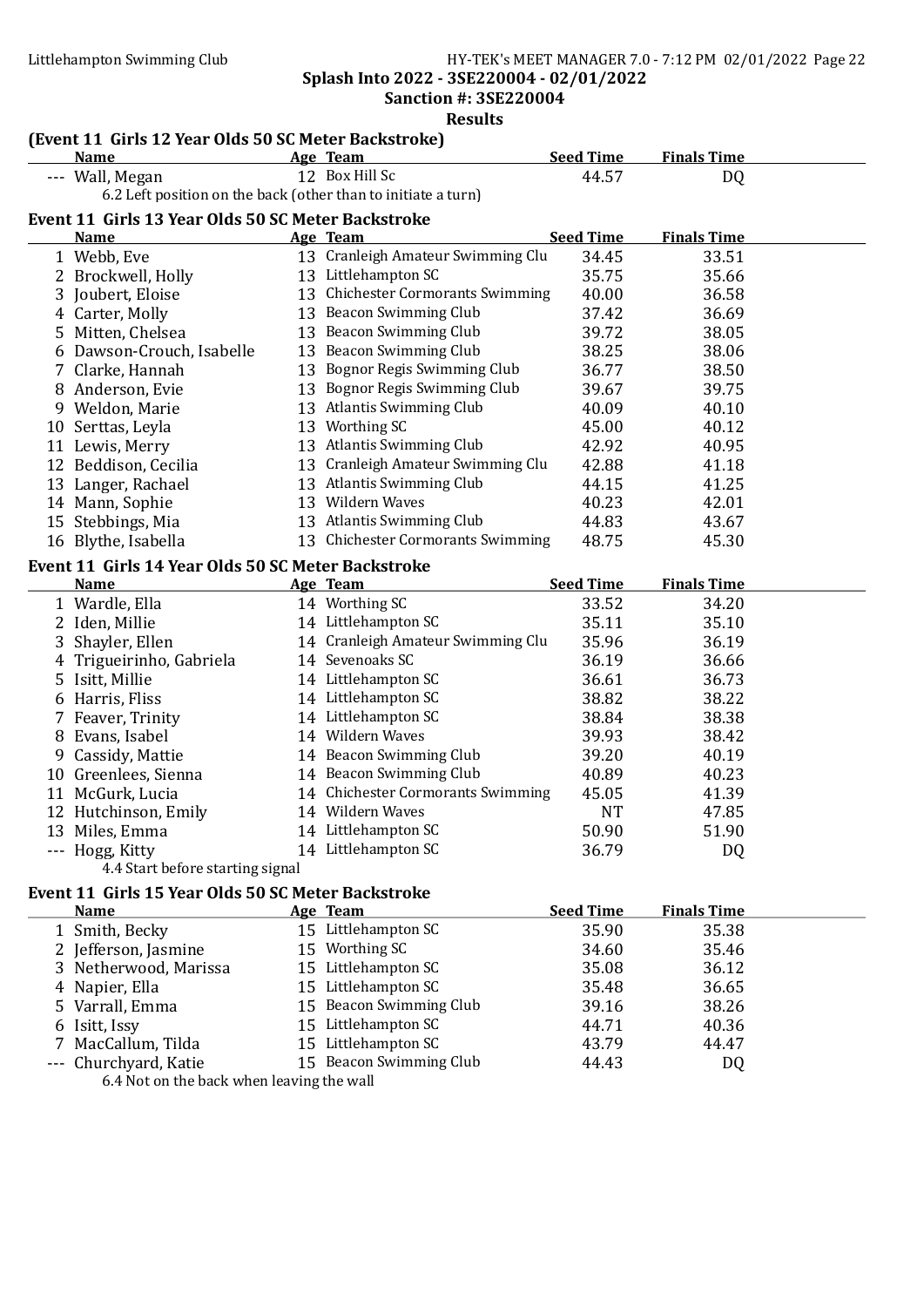Splash Into 2022 - 3SE220004 - 02/01/2022

Sanction #: 3SE220004

Results

### (Event 11 Girls 12 Year Olds 50 SC Meter Backstroke)

| | Name | Age | Team | Seed Time | Finals Time |
|---|---|---|---|---|---|
| --- | Wall, Megan | 12 | Box Hill Sc | 44.57 | DQ |

6.2 Left position on the back (other than to initiate a turn)

### Event 11 Girls 13 Year Olds 50 SC Meter Backstroke

| | Name | Age | Team | Seed Time | Finals Time |
|---|---|---|---|---|---|
| 1 | Webb, Eve | 13 | Cranleigh Amateur Swimming Clu | 34.45 | 33.51 |
| 2 | Brockwell, Holly | 13 | Littlehampton SC | 35.75 | 35.66 |
| 3 | Joubert, Eloise | 13 | Chichester Cormorants Swimming | 40.00 | 36.58 |
| 4 | Carter, Molly | 13 | Beacon Swimming Club | 37.42 | 36.69 |
| 5 | Mitten, Chelsea | 13 | Beacon Swimming Club | 39.72 | 38.05 |
| 6 | Dawson-Crouch, Isabelle | 13 | Beacon Swimming Club | 38.25 | 38.06 |
| 7 | Clarke, Hannah | 13 | Bognor Regis Swimming Club | 36.77 | 38.50 |
| 8 | Anderson, Evie | 13 | Bognor Regis Swimming Club | 39.67 | 39.75 |
| 9 | Weldon, Marie | 13 | Atlantis Swimming Club | 40.09 | 40.10 |
| 10 | Serttas, Leyla | 13 | Worthing SC | 45.00 | 40.12 |
| 11 | Lewis, Merry | 13 | Atlantis Swimming Club | 42.92 | 40.95 |
| 12 | Beddison, Cecilia | 13 | Cranleigh Amateur Swimming Clu | 42.88 | 41.18 |
| 13 | Langer, Rachael | 13 | Atlantis Swimming Club | 44.15 | 41.25 |
| 14 | Mann, Sophie | 13 | Wildern Waves | 40.23 | 42.01 |
| 15 | Stebbings, Mia | 13 | Atlantis Swimming Club | 44.83 | 43.67 |
| 16 | Blythe, Isabella | 13 | Chichester Cormorants Swimming | 48.75 | 45.30 |

### Event 11 Girls 14 Year Olds 50 SC Meter Backstroke

| | Name | Age | Team | Seed Time | Finals Time |
|---|---|---|---|---|---|
| 1 | Wardle, Ella | 14 | Worthing SC | 33.52 | 34.20 |
| 2 | Iden, Millie | 14 | Littlehampton SC | 35.11 | 35.10 |
| 3 | Shayler, Ellen | 14 | Cranleigh Amateur Swimming Clu | 35.96 | 36.19 |
| 4 | Trigueirinho, Gabriela | 14 | Sevenoaks SC | 36.19 | 36.66 |
| 5 | Isitt, Millie | 14 | Littlehampton SC | 36.61 | 36.73 |
| 6 | Harris, Fliss | 14 | Littlehampton SC | 38.82 | 38.22 |
| 7 | Feaver, Trinity | 14 | Littlehampton SC | 38.84 | 38.38 |
| 8 | Evans, Isabel | 14 | Wildern Waves | 39.93 | 38.42 |
| 9 | Cassidy, Mattie | 14 | Beacon Swimming Club | 39.20 | 40.19 |
| 10 | Greenlees, Sienna | 14 | Beacon Swimming Club | 40.89 | 40.23 |
| 11 | McGurk, Lucia | 14 | Chichester Cormorants Swimming | 45.05 | 41.39 |
| 12 | Hutchinson, Emily | 14 | Wildern Waves | NT | 47.85 |
| 13 | Miles, Emma | 14 | Littlehampton SC | 50.90 | 51.90 |
| --- | Hogg, Kitty | 14 | Littlehampton SC | 36.79 | DQ |

4.4 Start before starting signal

### Event 11 Girls 15 Year Olds 50 SC Meter Backstroke

| | Name | Age | Team | Seed Time | Finals Time |
|---|---|---|---|---|---|
| 1 | Smith, Becky | 15 | Littlehampton SC | 35.90 | 35.38 |
| 2 | Jefferson, Jasmine | 15 | Worthing SC | 34.60 | 35.46 |
| 3 | Netherwood, Marissa | 15 | Littlehampton SC | 35.08 | 36.12 |
| 4 | Napier, Ella | 15 | Littlehampton SC | 35.48 | 36.65 |
| 5 | Varrall, Emma | 15 | Beacon Swimming Club | 39.16 | 38.26 |
| 6 | Isitt, Issy | 15 | Littlehampton SC | 44.71 | 40.36 |
| 7 | MacCallum, Tilda | 15 | Littlehampton SC | 43.79 | 44.47 |
| --- | Churchyard, Katie | 15 | Beacon Swimming Club | 44.43 | DQ |

6.4 Not on the back when leaving the wall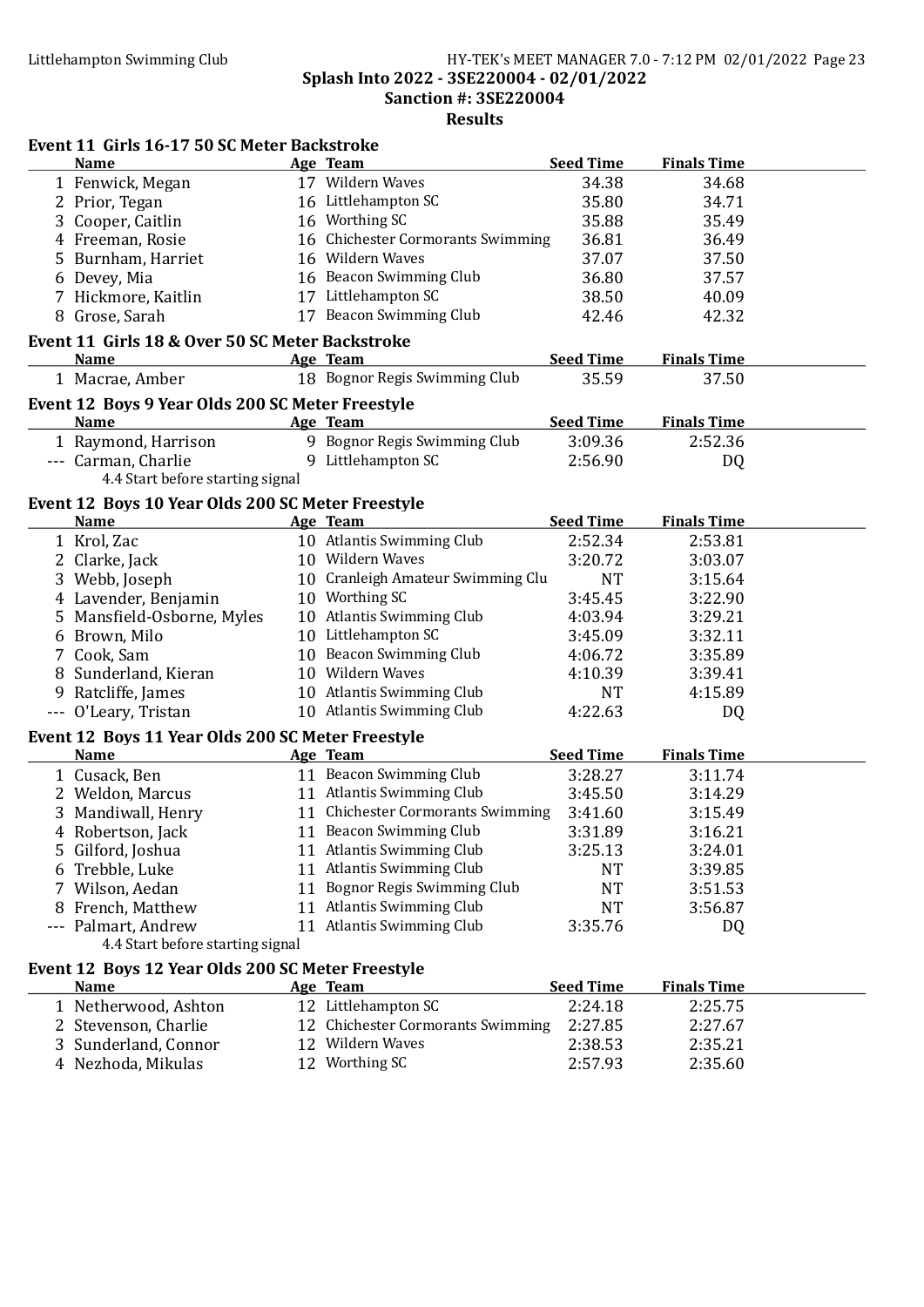Splash Into 2022 - 3SE220004 - 02/01/2022

Sanction #: 3SE220004

Results

### Event 11 Girls 16-17 50 SC Meter Backstroke

| | Name | Age | Team | Seed Time | Finals Time |
|---|---|---|---|---|---|
| 1 | Fenwick, Megan | 17 | Wildern Waves | 34.38 | 34.68 |
| 2 | Prior, Tegan | 16 | Littlehampton SC | 35.80 | 34.71 |
| 3 | Cooper, Caitlin | 16 | Worthing SC | 35.88 | 35.49 |
| 4 | Freeman, Rosie | 16 | Chichester Cormorants Swimming | 36.81 | 36.49 |
| 5 | Burnham, Harriet | 16 | Wildern Waves | 37.07 | 37.50 |
| 6 | Devey, Mia | 16 | Beacon Swimming Club | 36.80 | 37.57 |
| 7 | Hickmore, Kaitlin | 17 | Littlehampton SC | 38.50 | 40.09 |
| 8 | Grose, Sarah | 17 | Beacon Swimming Club | 42.46 | 42.32 |

### Event 11 Girls 18 & Over 50 SC Meter Backstroke

| | Name | Age | Team | Seed Time | Finals Time |
|---|---|---|---|---|---|
| 1 | Macrae, Amber | 18 | Bognor Regis Swimming Club | 35.59 | 37.50 |

### Event 12 Boys 9 Year Olds 200 SC Meter Freestyle

| | Name | Age | Team | Seed Time | Finals Time |
|---|---|---|---|---|---|
| 1 | Raymond, Harrison | 9 | Bognor Regis Swimming Club | 3:09.36 | 2:52.36 |
| --- | Carman, Charlie | 9 | Littlehampton SC | 2:56.90 | DQ |
| | 4.4 Start before starting signal | | | | |

### Event 12 Boys 10 Year Olds 200 SC Meter Freestyle

| | Name | Age | Team | Seed Time | Finals Time |
|---|---|---|---|---|---|
| 1 | Krol, Zac | 10 | Atlantis Swimming Club | 2:52.34 | 2:53.81 |
| 2 | Clarke, Jack | 10 | Wildern Waves | 3:20.72 | 3:03.07 |
| 3 | Webb, Joseph | 10 | Cranleigh Amateur Swimming Clu | NT | 3:15.64 |
| 4 | Lavender, Benjamin | 10 | Worthing SC | 3:45.45 | 3:22.90 |
| 5 | Mansfield-Osborne, Myles | 10 | Atlantis Swimming Club | 4:03.94 | 3:29.21 |
| 6 | Brown, Milo | 10 | Littlehampton SC | 3:45.09 | 3:32.11 |
| 7 | Cook, Sam | 10 | Beacon Swimming Club | 4:06.72 | 3:35.89 |
| 8 | Sunderland, Kieran | 10 | Wildern Waves | 4:10.39 | 3:39.41 |
| 9 | Ratcliffe, James | 10 | Atlantis Swimming Club | NT | 4:15.89 |
| --- | O'Leary, Tristan | 10 | Atlantis Swimming Club | 4:22.63 | DQ |

### Event 12 Boys 11 Year Olds 200 SC Meter Freestyle

| | Name | Age | Team | Seed Time | Finals Time |
|---|---|---|---|---|---|
| 1 | Cusack, Ben | 11 | Beacon Swimming Club | 3:28.27 | 3:11.74 |
| 2 | Weldon, Marcus | 11 | Atlantis Swimming Club | 3:45.50 | 3:14.29 |
| 3 | Mandiwall, Henry | 11 | Chichester Cormorants Swimming | 3:41.60 | 3:15.49 |
| 4 | Robertson, Jack | 11 | Beacon Swimming Club | 3:31.89 | 3:16.21 |
| 5 | Gilford, Joshua | 11 | Atlantis Swimming Club | 3:25.13 | 3:24.01 |
| 6 | Trebble, Luke | 11 | Atlantis Swimming Club | NT | 3:39.85 |
| 7 | Wilson, Aedan | 11 | Bognor Regis Swimming Club | NT | 3:51.53 |
| 8 | French, Matthew | 11 | Atlantis Swimming Club | NT | 3:56.87 |
| --- | Palmart, Andrew | 11 | Atlantis Swimming Club | 3:35.76 | DQ |
| | 4.4 Start before starting signal | | | | |

### Event 12 Boys 12 Year Olds 200 SC Meter Freestyle

| | Name | Age | Team | Seed Time | Finals Time |
|---|---|---|---|---|---|
| 1 | Netherwood, Ashton | 12 | Littlehampton SC | 2:24.18 | 2:25.75 |
| 2 | Stevenson, Charlie | 12 | Chichester Cormorants Swimming | 2:27.85 | 2:27.67 |
| 3 | Sunderland, Connor | 12 | Wildern Waves | 2:38.53 | 2:35.21 |
| 4 | Nezhoda, Mikulas | 12 | Worthing SC | 2:57.93 | 2:35.60 |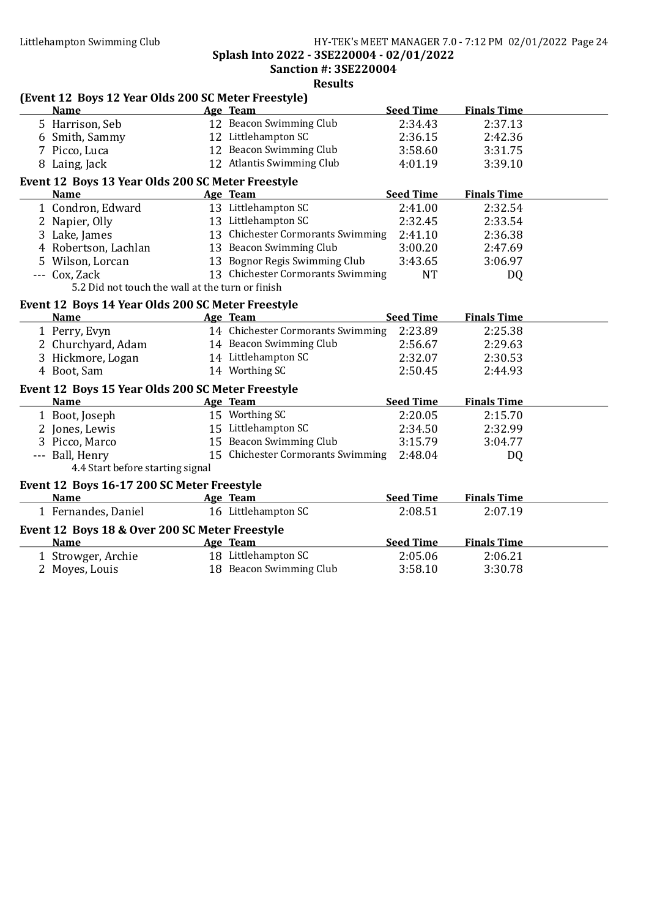Splash Into 2022 - 3SE220004 - 02/01/2022

Sanction #: 3SE220004

Results

**(Event 12 Boys 12 Year Olds 200 SC Meter Freestyle)**

| | Name | Age | Team | Seed Time | Finals Time |
|---|---|---|---|---|---|
| 5 | Harrison, Seb | 12 | Beacon Swimming Club | 2:34.43 | 2:37.13 |
| 6 | Smith, Sammy | 12 | Littlehampton SC | 2:36.15 | 2:42.36 |
| 7 | Picco, Luca | 12 | Beacon Swimming Club | 3:58.60 | 3:31.75 |
| 8 | Laing, Jack | 12 | Atlantis Swimming Club | 4:01.19 | 3:39.10 |

**Event 12 Boys 13 Year Olds 200 SC Meter Freestyle**

| | Name | Age | Team | Seed Time | Finals Time |
|---|---|---|---|---|---|
| 1 | Condron, Edward | 13 | Littlehampton SC | 2:41.00 | 2:32.54 |
| 2 | Napier, Olly | 13 | Littlehampton SC | 2:32.45 | 2:33.54 |
| 3 | Lake, James | 13 | Chichester Cormorants Swimming | 2:41.10 | 2:36.38 |
| 4 | Robertson, Lachlan | 13 | Beacon Swimming Club | 3:00.20 | 2:47.69 |
| 5 | Wilson, Lorcan | 13 | Bognor Regis Swimming Club | 3:43.65 | 3:06.97 |
| --- | Cox, Zack | 13 | Chichester Cormorants Swimming | NT | DQ |

5.2 Did not touch the wall at the turn or finish

**Event 12 Boys 14 Year Olds 200 SC Meter Freestyle**

| | Name | Age | Team | Seed Time | Finals Time |
|---|---|---|---|---|---|
| 1 | Perry, Evyn | 14 | Chichester Cormorants Swimming | 2:23.89 | 2:25.38 |
| 2 | Churchyard, Adam | 14 | Beacon Swimming Club | 2:56.67 | 2:29.63 |
| 3 | Hickmore, Logan | 14 | Littlehampton SC | 2:32.07 | 2:30.53 |
| 4 | Boot, Sam | 14 | Worthing SC | 2:50.45 | 2:44.93 |

**Event 12 Boys 15 Year Olds 200 SC Meter Freestyle**

| | Name | Age | Team | Seed Time | Finals Time |
|---|---|---|---|---|---|
| 1 | Boot, Joseph | 15 | Worthing SC | 2:20.05 | 2:15.70 |
| 2 | Jones, Lewis | 15 | Littlehampton SC | 2:34.50 | 2:32.99 |
| 3 | Picco, Marco | 15 | Beacon Swimming Club | 3:15.79 | 3:04.77 |
| --- | Ball, Henry | 15 | Chichester Cormorants Swimming | 2:48.04 | DQ |

4.4 Start before starting signal

**Event 12 Boys 16-17 200 SC Meter Freestyle**

| | Name | Age | Team | Seed Time | Finals Time |
|---|---|---|---|---|---|
| 1 | Fernandes, Daniel | 16 | Littlehampton SC | 2:08.51 | 2:07.19 |

**Event 12 Boys 18 & Over 200 SC Meter Freestyle**

| | Name | Age | Team | Seed Time | Finals Time |
|---|---|---|---|---|---|
| 1 | Strowger, Archie | 18 | Littlehampton SC | 2:05.06 | 2:06.21 |
| 2 | Moyes, Louis | 18 | Beacon Swimming Club | 3:58.10 | 3:30.78 |